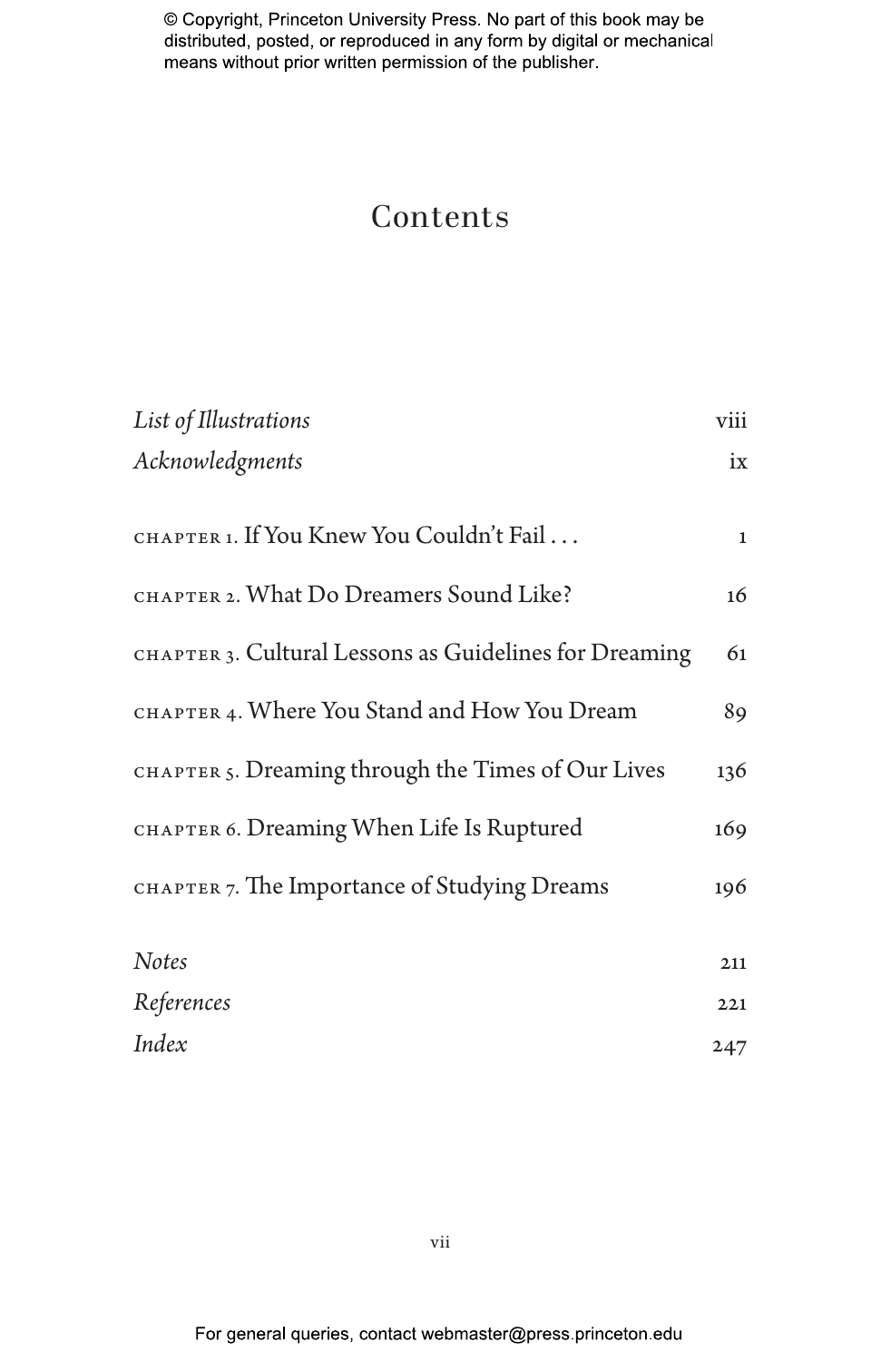# Contents

| | |
|---|---|
| *List of Illustrations* | viii |
| *Acknowledgments* | ix |
| CHAPTER 1. If You Knew You Couldn't Fail . . . | 1 |
| CHAPTER 2. What Do Dreamers Sound Like? | 16 |
| CHAPTER 3. Cultural Lessons as Guidelines for Dreaming | 61 |
| CHAPTER 4. Where You Stand and How You Dream | 89 |
| CHAPTER 5. Dreaming through the Times of Our Lives | 136 |
| CHAPTER 6. Dreaming When Life Is Ruptured | 169 |
| CHAPTER 7. The Importance of Studying Dreams | 196 |
| *Notes* | 211 |
| *References* | 221 |
| *Index* | 247 |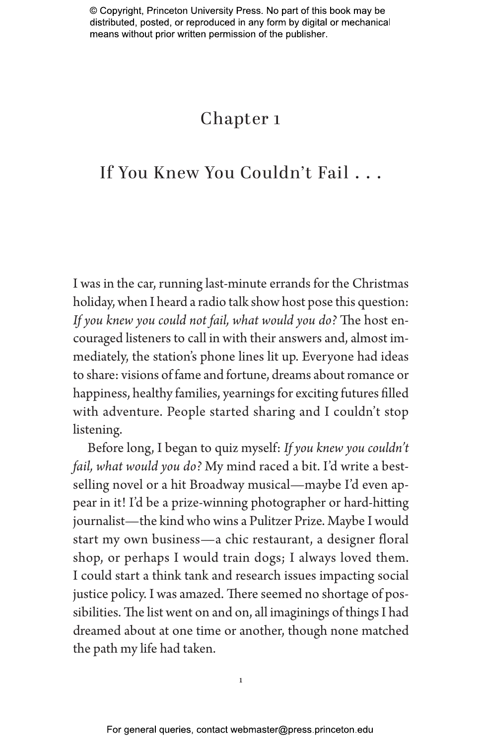# Chapter 1

## If You Knew You Couldn't Fail . . .

I was in the car, running last-minute errands for the Christmas holiday, when I heard a radio talk show host pose this question: *If you knew you could not fail, what would you do?* The host encouraged listeners to call in with their answers and, almost immediately, the station's phone lines lit up. Everyone had ideas to share: visions of fame and fortune, dreams about romance or happiness, healthy families, yearnings for exciting futures filled with adventure. People started sharing and I couldn't stop listening.

Before long, I began to quiz myself: *If you knew you couldn't fail, what would you do?* My mind raced a bit. I'd write a best-selling novel or a hit Broadway musical—maybe I'd even appear in it! I'd be a prize-winning photographer or hard-hitting journalist—the kind who wins a Pulitzer Prize. Maybe I would start my own business—a chic restaurant, a designer floral shop, or perhaps I would train dogs; I always loved them. I could start a think tank and research issues impacting social justice policy. I was amazed. There seemed no shortage of possibilities. The list went on and on, all imaginings of things I had dreamed about at one time or another, though none matched the path my life had taken.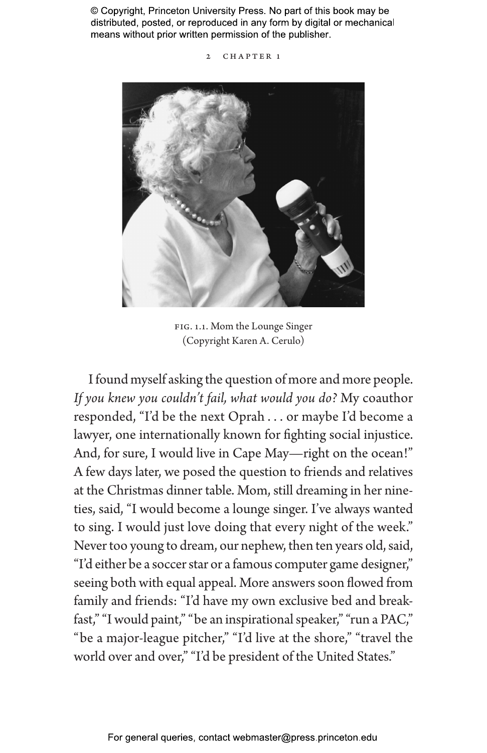FIG. 1.1. Mom the Lounge Singer
(Copyright Karen A. Cerulo)

I found myself asking the question of more and more people. *If you knew you couldn't fail, what would you do?* My coauthor responded, "I'd be the next Oprah . . . or maybe I'd become a lawyer, one internationally known for fighting social injustice. And, for sure, I would live in Cape May—right on the ocean!" A few days later, we posed the question to friends and relatives at the Christmas dinner table. Mom, still dreaming in her nineties, said, "I would become a lounge singer. I've always wanted to sing. I would just love doing that every night of the week." Never too young to dream, our nephew, then ten years old, said, "I'd either be a soccer star or a famous computer game designer," seeing both with equal appeal. More answers soon flowed from family and friends: "I'd have my own exclusive bed and breakfast," "I would paint," "be an inspirational speaker," "run a PAC," "be a major-league pitcher," "I'd live at the shore," "travel the world over and over," "I'd be president of the United States."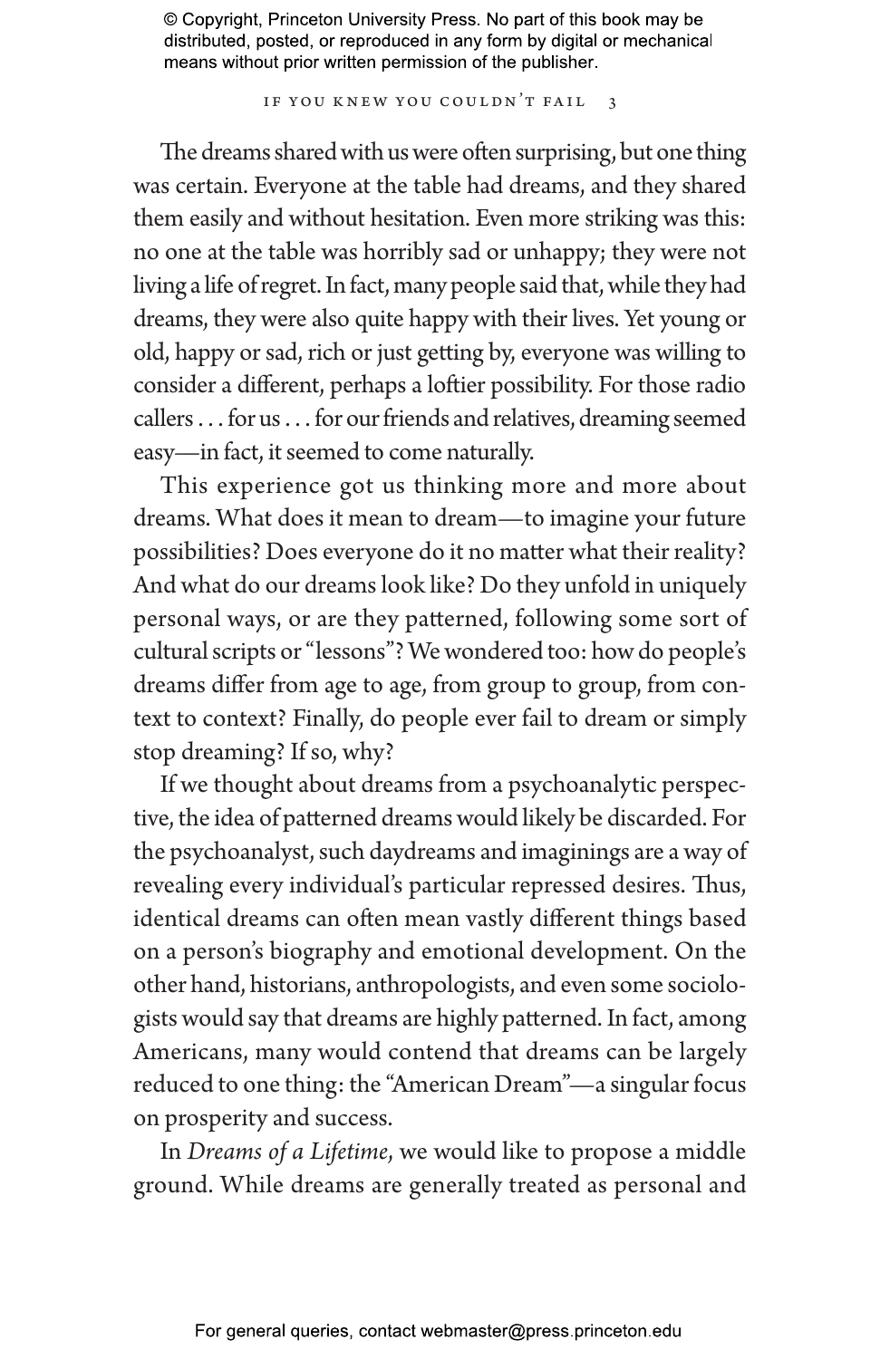The dreams shared with us were often surprising, but one thing was certain. Everyone at the table had dreams, and they shared them easily and without hesitation. Even more striking was this: no one at the table was horribly sad or unhappy; they were not living a life of regret. In fact, many people said that, while they had dreams, they were also quite happy with their lives. Yet young or old, happy or sad, rich or just getting by, everyone was willing to consider a different, perhaps a loftier possibility. For those radio callers . . . for us . . . for our friends and relatives, dreaming seemed easy—in fact, it seemed to come naturally.

This experience got us thinking more and more about dreams. What does it mean to dream—to imagine your future possibilities? Does everyone do it no matter what their reality? And what do our dreams look like? Do they unfold in uniquely personal ways, or are they patterned, following some sort of cultural scripts or "lessons"? We wondered too: how do people's dreams differ from age to age, from group to group, from context to context? Finally, do people ever fail to dream or simply stop dreaming? If so, why?

If we thought about dreams from a psychoanalytic perspective, the idea of patterned dreams would likely be discarded. For the psychoanalyst, such daydreams and imaginings are a way of revealing every individual's particular repressed desires. Thus, identical dreams can often mean vastly different things based on a person's biography and emotional development. On the other hand, historians, anthropologists, and even some sociologists would say that dreams are highly patterned. In fact, among Americans, many would contend that dreams can be largely reduced to one thing: the "American Dream"—a singular focus on prosperity and success.

In *Dreams of a Lifetime*, we would like to propose a middle ground. While dreams are generally treated as personal and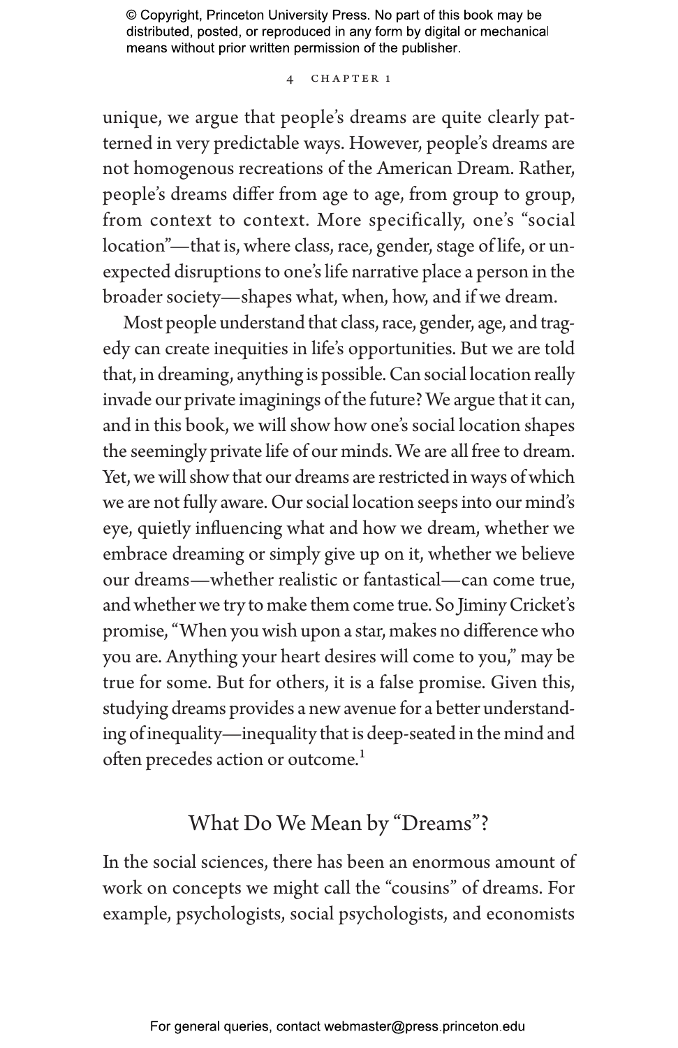unique, we argue that people's dreams are quite clearly patterned in very predictable ways. However, people's dreams are not homogenous recreations of the American Dream. Rather, people's dreams differ from age to age, from group to group, from context to context. More specifically, one's "social location"—that is, where class, race, gender, stage of life, or unexpected disruptions to one's life narrative place a person in the broader society—shapes what, when, how, and if we dream.

Most people understand that class, race, gender, age, and tragedy can create inequities in life's opportunities. But we are told that, in dreaming, anything is possible. Can social location really invade our private imaginings of the future? We argue that it can, and in this book, we will show how one's social location shapes the seemingly private life of our minds. We are all free to dream. Yet, we will show that our dreams are restricted in ways of which we are not fully aware. Our social location seeps into our mind's eye, quietly influencing what and how we dream, whether we embrace dreaming or simply give up on it, whether we believe our dreams—whether realistic or fantastical—can come true, and whether we try to make them come true. So Jiminy Cricket's promise, "When you wish upon a star, makes no difference who you are. Anything your heart desires will come to you," may be true for some. But for others, it is a false promise. Given this, studying dreams provides a new avenue for a better understanding of inequality—inequality that is deep-seated in the mind and often precedes action or outcome.[1]

## What Do We Mean by "Dreams"?

In the social sciences, there has been an enormous amount of work on concepts we might call the "cousins" of dreams. For example, psychologists, social psychologists, and economists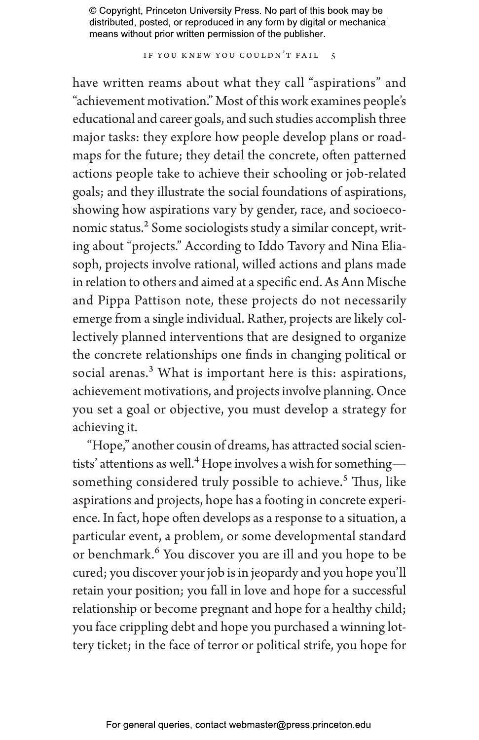have written reams about what they call "aspirations" and "achievement motivation." Most of this work examines people's educational and career goals, and such studies accomplish three major tasks: they explore how people develop plans or roadmaps for the future; they detail the concrete, often patterned actions people take to achieve their schooling or job-related goals; and they illustrate the social foundations of aspirations, showing how aspirations vary by gender, race, and socioeconomic status.[2] Some sociologists study a similar concept, writing about "projects." According to Iddo Tavory and Nina Eliasoph, projects involve rational, willed actions and plans made in relation to others and aimed at a specific end. As Ann Mische and Pippa Pattison note, these projects do not necessarily emerge from a single individual. Rather, projects are likely collectively planned interventions that are designed to organize the concrete relationships one finds in changing political or social arenas.[3] What is important here is this: aspirations, achievement motivations, and projects involve planning. Once you set a goal or objective, you must develop a strategy for achieving it.

"Hope," another cousin of dreams, has attracted social scientists' attentions as well.[4] Hope involves a wish for something—something considered truly possible to achieve.[5] Thus, like aspirations and projects, hope has a footing in concrete experience. In fact, hope often develops as a response to a situation, a particular event, a problem, or some developmental standard or benchmark.[6] You discover you are ill and you hope to be cured; you discover your job is in jeopardy and you hope you'll retain your position; you fall in love and hope for a successful relationship or become pregnant and hope for a healthy child; you face crippling debt and hope you purchased a winning lottery ticket; in the face of terror or political strife, you hope for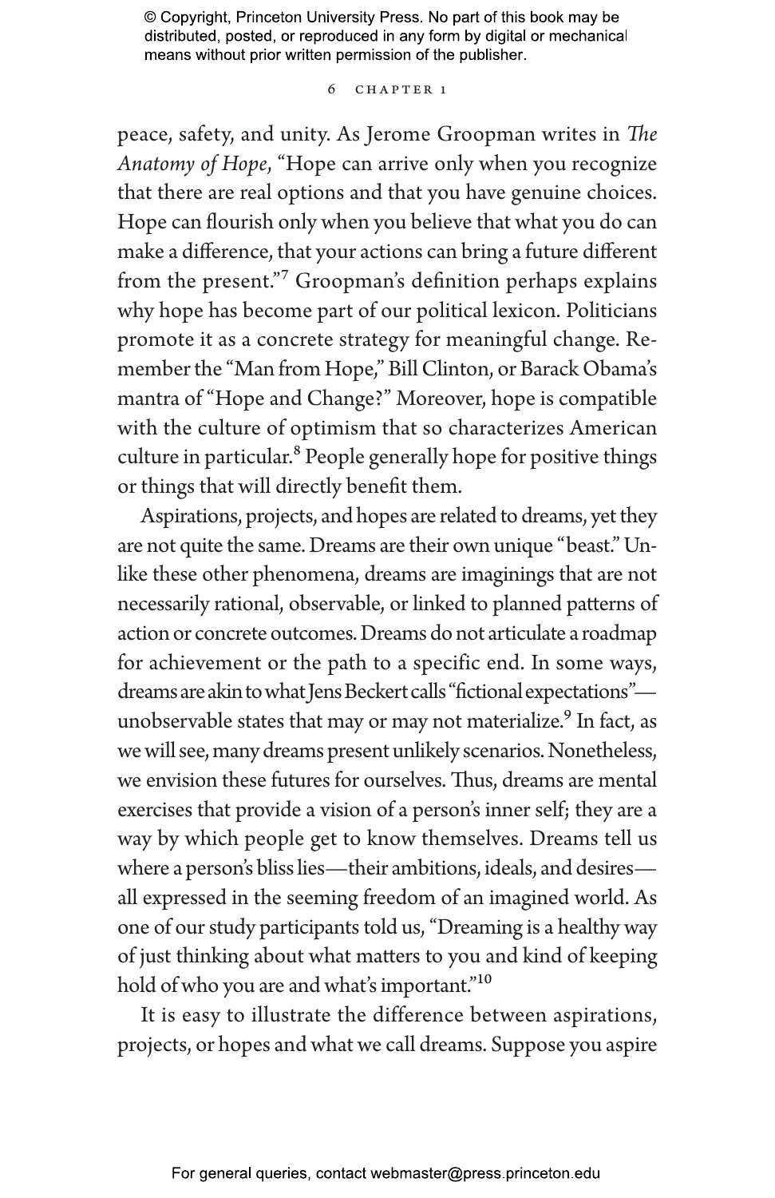peace, safety, and unity. As Jerome Groopman writes in *The Anatomy of Hope*, "Hope can arrive only when you recognize that there are real options and that you have genuine choices. Hope can flourish only when you believe that what you do can make a difference, that your actions can bring a future different from the present."[7] Groopman's definition perhaps explains why hope has become part of our political lexicon. Politicians promote it as a concrete strategy for meaningful change. Remember the "Man from Hope," Bill Clinton, or Barack Obama's mantra of "Hope and Change?" Moreover, hope is compatible with the culture of optimism that so characterizes American culture in particular.[8] People generally hope for positive things or things that will directly benefit them.

Aspirations, projects, and hopes are related to dreams, yet they are not quite the same. Dreams are their own unique "beast." Unlike these other phenomena, dreams are imaginings that are not necessarily rational, observable, or linked to planned patterns of action or concrete outcomes. Dreams do not articulate a roadmap for achievement or the path to a specific end. In some ways, dreams are akin to what Jens Beckert calls "fictional expectations"—unobservable states that may or may not materialize.[9] In fact, as we will see, many dreams present unlikely scenarios. Nonetheless, we envision these futures for ourselves. Thus, dreams are mental exercises that provide a vision of a person's inner self; they are a way by which people get to know themselves. Dreams tell us where a person's bliss lies—their ambitions, ideals, and desires—all expressed in the seeming freedom of an imagined world. As one of our study participants told us, "Dreaming is a healthy way of just thinking about what matters to you and kind of keeping hold of who you are and what's important."[10]

It is easy to illustrate the difference between aspirations, projects, or hopes and what we call dreams. Suppose you aspire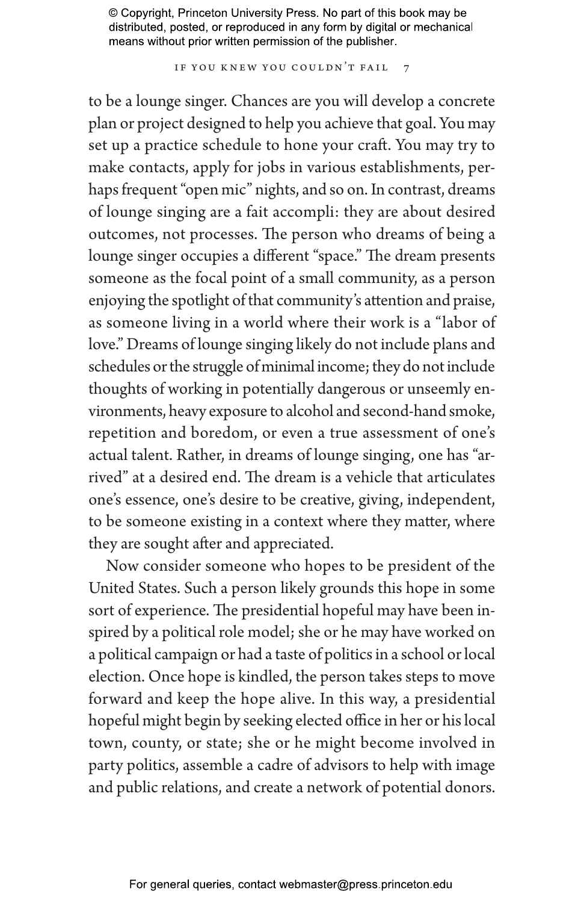to be a lounge singer. Chances are you will develop a concrete plan or project designed to help you achieve that goal. You may set up a practice schedule to hone your craft. You may try to make contacts, apply for jobs in various establishments, perhaps frequent "open mic" nights, and so on. In contrast, dreams of lounge singing are a fait accompli: they are about desired outcomes, not processes. The person who dreams of being a lounge singer occupies a different "space." The dream presents someone as the focal point of a small community, as a person enjoying the spotlight of that community's attention and praise, as someone living in a world where their work is a "labor of love." Dreams of lounge singing likely do not include plans and schedules or the struggle of minimal income; they do not include thoughts of working in potentially dangerous or unseemly environments, heavy exposure to alcohol and second-hand smoke, repetition and boredom, or even a true assessment of one's actual talent. Rather, in dreams of lounge singing, one has "arrived" at a desired end. The dream is a vehicle that articulates one's essence, one's desire to be creative, giving, independent, to be someone existing in a context where they matter, where they are sought after and appreciated.

Now consider someone who hopes to be president of the United States. Such a person likely grounds this hope in some sort of experience. The presidential hopeful may have been inspired by a political role model; she or he may have worked on a political campaign or had a taste of politics in a school or local election. Once hope is kindled, the person takes steps to move forward and keep the hope alive. In this way, a presidential hopeful might begin by seeking elected office in her or his local town, county, or state; she or he might become involved in party politics, assemble a cadre of advisors to help with image and public relations, and create a network of potential donors.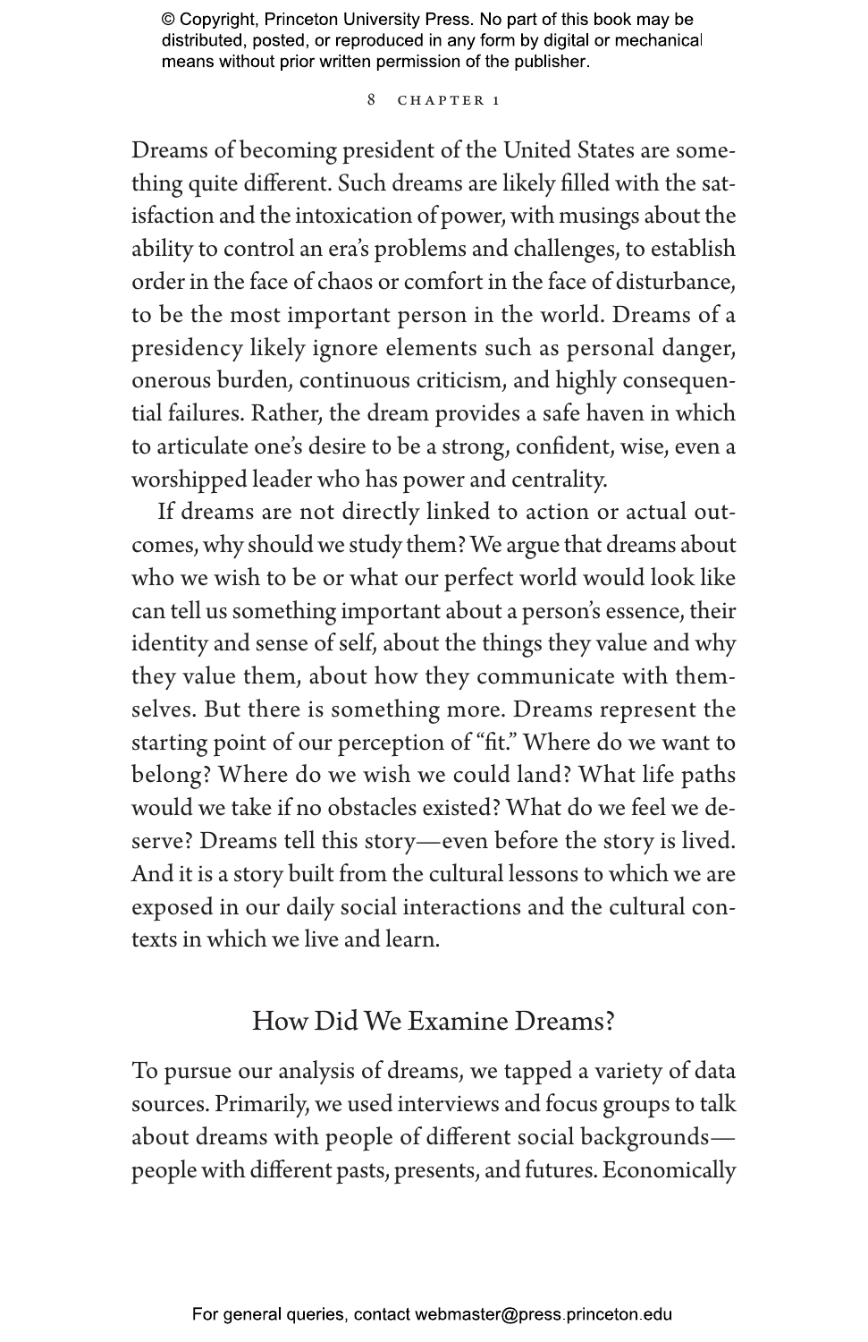Dreams of becoming president of the United States are something quite different. Such dreams are likely filled with the satisfaction and the intoxication of power, with musings about the ability to control an era's problems and challenges, to establish order in the face of chaos or comfort in the face of disturbance, to be the most important person in the world. Dreams of a presidency likely ignore elements such as personal danger, onerous burden, continuous criticism, and highly consequential failures. Rather, the dream provides a safe haven in which to articulate one's desire to be a strong, confident, wise, even a worshipped leader who has power and centrality.

If dreams are not directly linked to action or actual outcomes, why should we study them? We argue that dreams about who we wish to be or what our perfect world would look like can tell us something important about a person's essence, their identity and sense of self, about the things they value and why they value them, about how they communicate with themselves. But there is something more. Dreams represent the starting point of our perception of "fit." Where do we want to belong? Where do we wish we could land? What life paths would we take if no obstacles existed? What do we feel we deserve? Dreams tell this story—even before the story is lived. And it is a story built from the cultural lessons to which we are exposed in our daily social interactions and the cultural contexts in which we live and learn.

## How Did We Examine Dreams?

To pursue our analysis of dreams, we tapped a variety of data sources. Primarily, we used interviews and focus groups to talk about dreams with people of different social backgrounds—people with different pasts, presents, and futures. Economically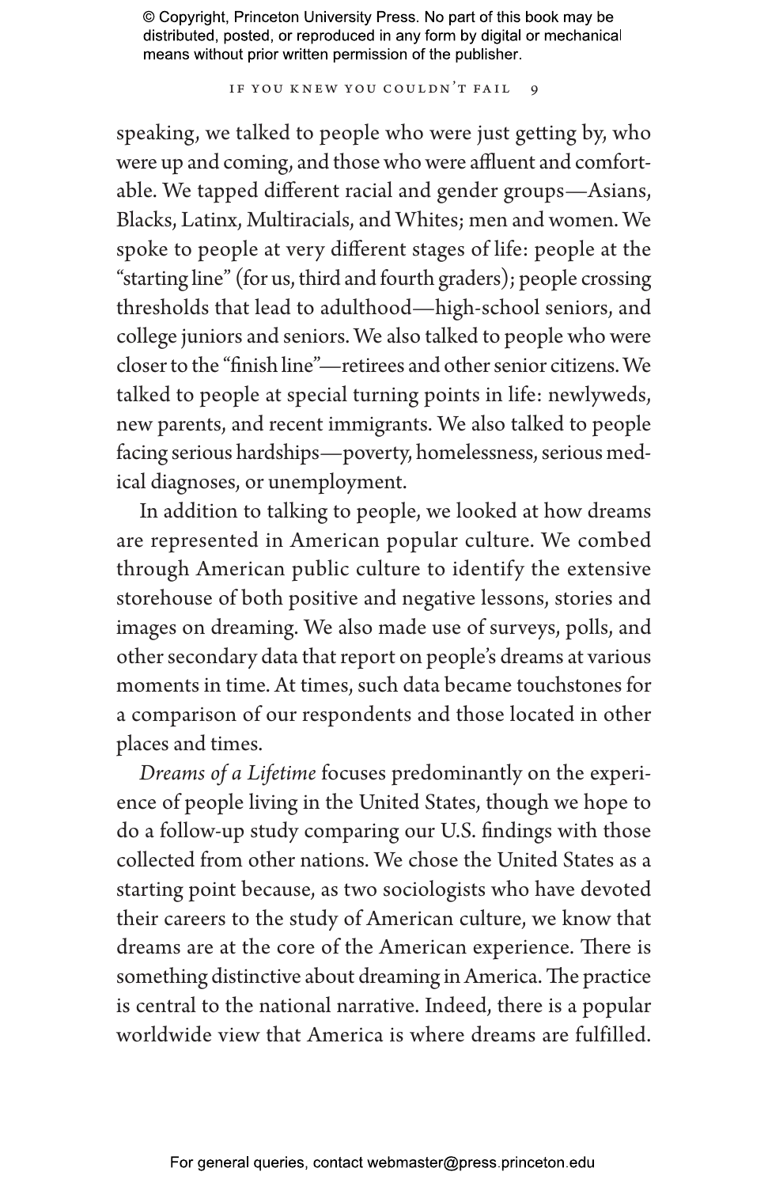speaking, we talked to people who were just getting by, who were up and coming, and those who were affluent and comfortable. We tapped different racial and gender groups—Asians, Blacks, Latinx, Multiracials, and Whites; men and women. We spoke to people at very different stages of life: people at the "starting line" (for us, third and fourth graders); people crossing thresholds that lead to adulthood—high-school seniors, and college juniors and seniors. We also talked to people who were closer to the "finish line"—retirees and other senior citizens. We talked to people at special turning points in life: newlyweds, new parents, and recent immigrants. We also talked to people facing serious hardships—poverty, homelessness, serious medical diagnoses, or unemployment.

In addition to talking to people, we looked at how dreams are represented in American popular culture. We combed through American public culture to identify the extensive storehouse of both positive and negative lessons, stories and images on dreaming. We also made use of surveys, polls, and other secondary data that report on people's dreams at various moments in time. At times, such data became touchstones for a comparison of our respondents and those located in other places and times.

*Dreams of a Lifetime* focuses predominantly on the experience of people living in the United States, though we hope to do a follow-up study comparing our U.S. findings with those collected from other nations. We chose the United States as a starting point because, as two sociologists who have devoted their careers to the study of American culture, we know that dreams are at the core of the American experience. There is something distinctive about dreaming in America. The practice is central to the national narrative. Indeed, there is a popular worldwide view that America is where dreams are fulfilled.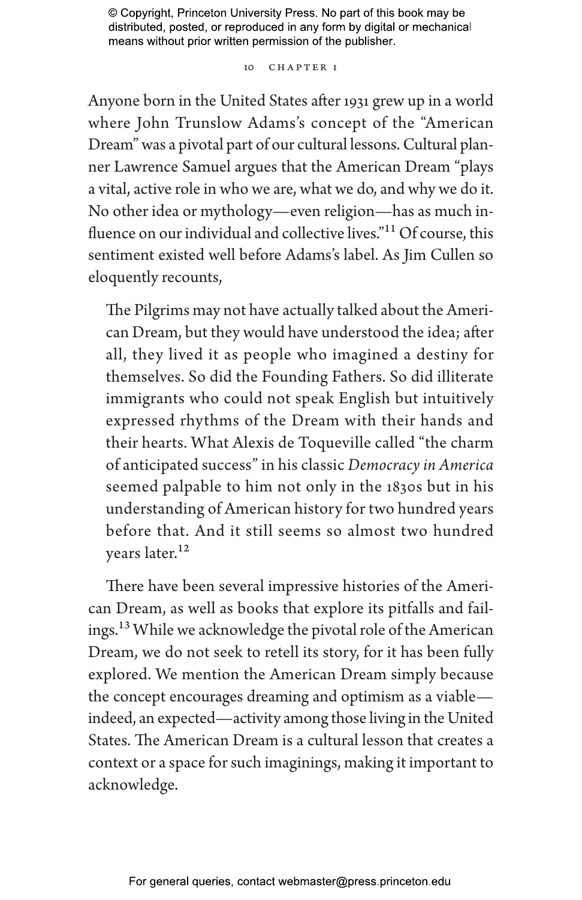Anyone born in the United States after 1931 grew up in a world where John Trunslow Adams's concept of the "American Dream" was a pivotal part of our cultural lessons. Cultural planner Lawrence Samuel argues that the American Dream "plays a vital, active role in who we are, what we do, and why we do it. No other idea or mythology—even religion—has as much influence on our individual and collective lives."[11] Of course, this sentiment existed well before Adams's label. As Jim Cullen so eloquently recounts,

> The Pilgrims may not have actually talked about the American Dream, but they would have understood the idea; after all, they lived it as people who imagined a destiny for themselves. So did the Founding Fathers. So did illiterate immigrants who could not speak English but intuitively expressed rhythms of the Dream with their hands and their hearts. What Alexis de Toqueville called "the charm of anticipated success" in his classic *Democracy in America* seemed palpable to him not only in the 1830s but in his understanding of American history for two hundred years before that. And it still seems so almost two hundred years later.[12]

There have been several impressive histories of the American Dream, as well as books that explore its pitfalls and failings.[13] While we acknowledge the pivotal role of the American Dream, we do not seek to retell its story, for it has been fully explored. We mention the American Dream simply because the concept encourages dreaming and optimism as a viable—indeed, an expected—activity among those living in the United States. The American Dream is a cultural lesson that creates a context or a space for such imaginings, making it important to acknowledge.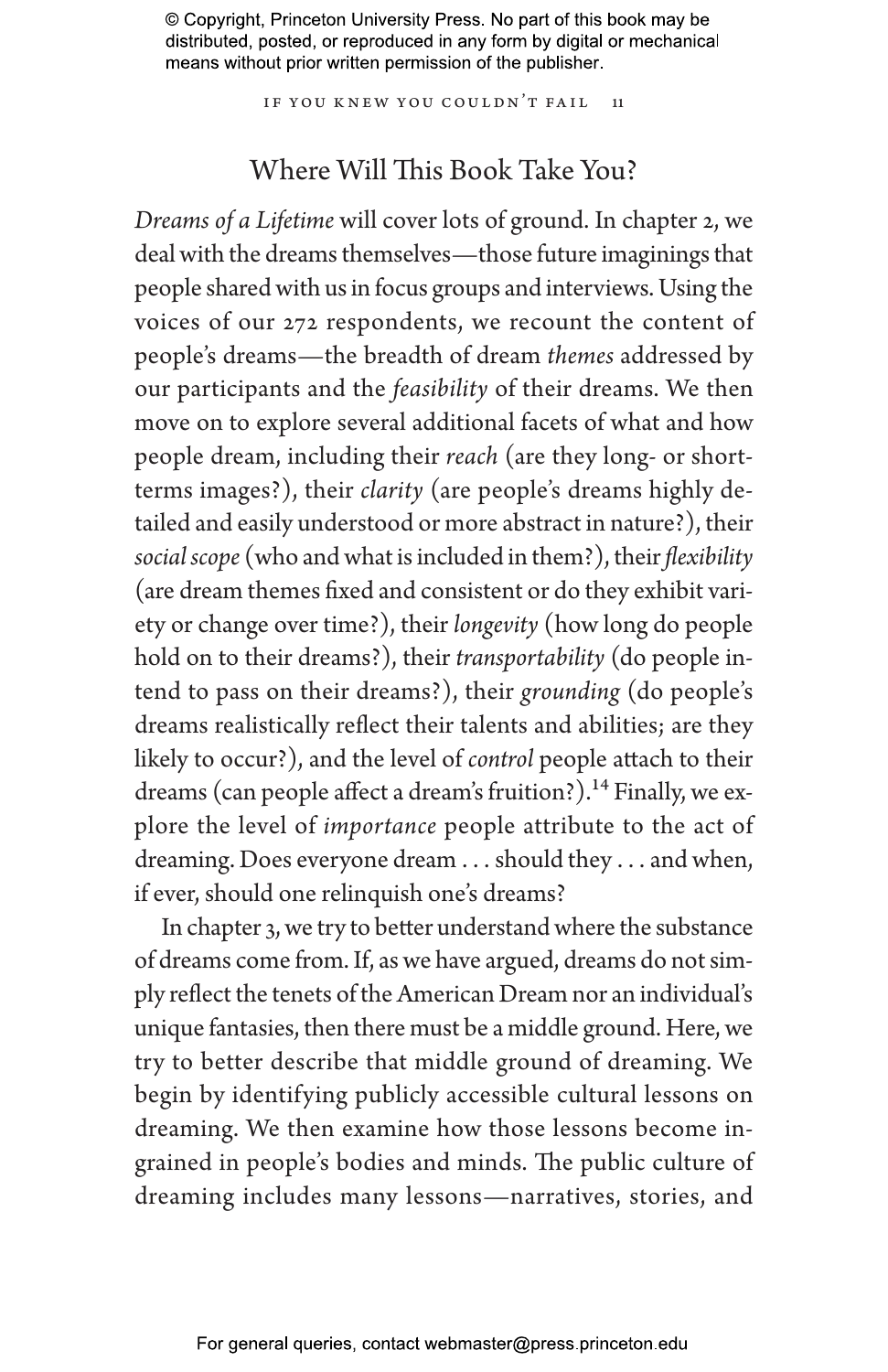## Where Will This Book Take You?

*Dreams of a Lifetime* will cover lots of ground. In chapter 2, we deal with the dreams themselves—those future imaginings that people shared with us in focus groups and interviews. Using the voices of our 272 respondents, we recount the content of people's dreams—the breadth of dream *themes* addressed by our participants and the *feasibility* of their dreams. We then move on to explore several additional facets of what and how people dream, including their *reach* (are they long- or short-terms images?), their *clarity* (are people's dreams highly detailed and easily understood or more abstract in nature?), their *social scope* (who and what is included in them?), their *flexibility* (are dream themes fixed and consistent or do they exhibit variety or change over time?), their *longevity* (how long do people hold on to their dreams?), their *transportability* (do people intend to pass on their dreams?), their *grounding* (do people's dreams realistically reflect their talents and abilities; are they likely to occur?), and the level of *control* people attach to their dreams (can people affect a dream's fruition?).[14] Finally, we explore the level of *importance* people attribute to the act of dreaming. Does everyone dream . . . should they . . . and when, if ever, should one relinquish one's dreams?

In chapter 3, we try to better understand where the substance of dreams come from. If, as we have argued, dreams do not simply reflect the tenets of the American Dream nor an individual's unique fantasies, then there must be a middle ground. Here, we try to better describe that middle ground of dreaming. We begin by identifying publicly accessible cultural lessons on dreaming. We then examine how those lessons become ingrained in people's bodies and minds. The public culture of dreaming includes many lessons—narratives, stories, and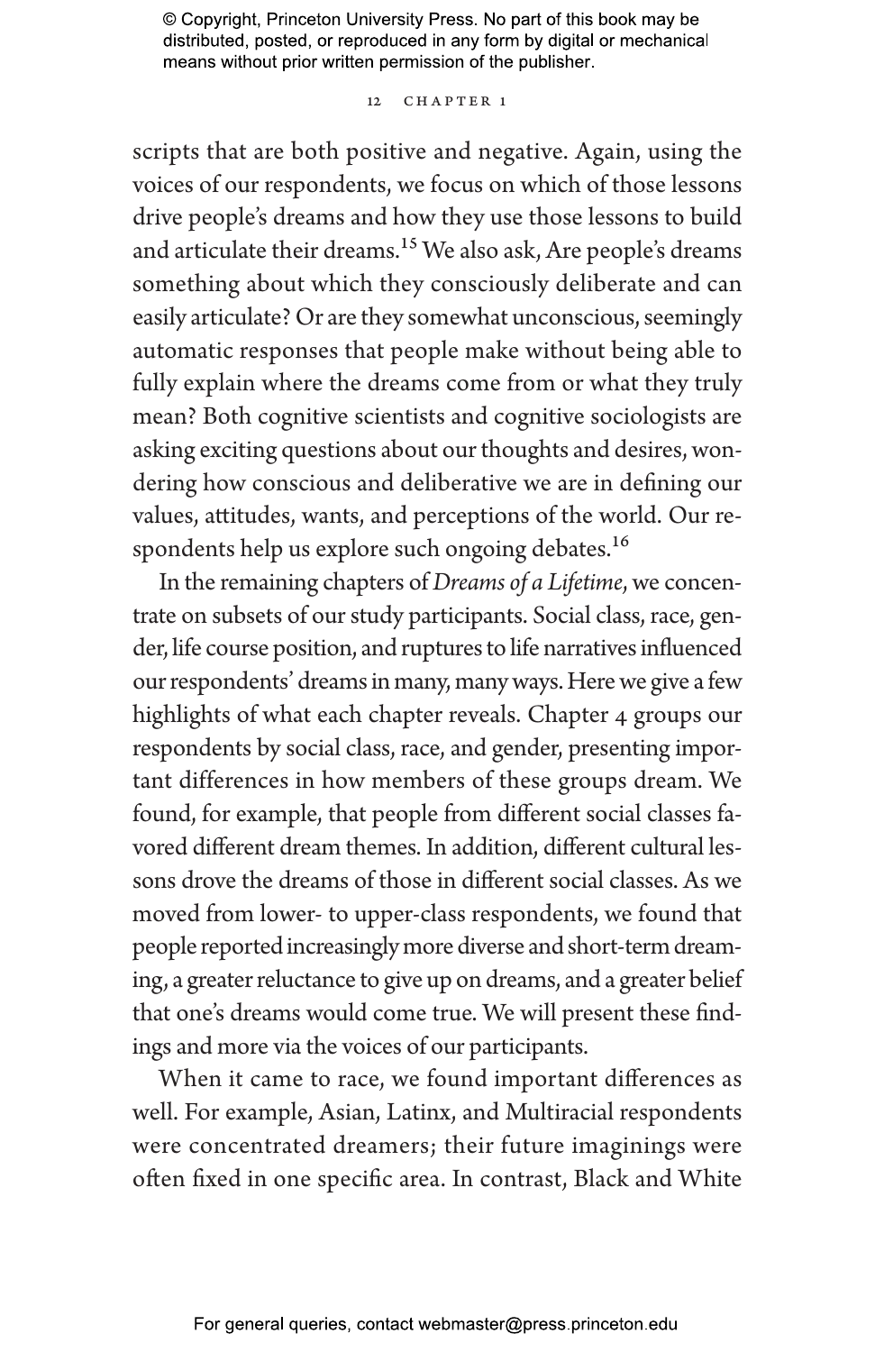scripts that are both positive and negative. Again, using the voices of our respondents, we focus on which of those lessons drive people's dreams and how they use those lessons to build and articulate their dreams.[15] We also ask, Are people's dreams something about which they consciously deliberate and can easily articulate? Or are they somewhat unconscious, seemingly automatic responses that people make without being able to fully explain where the dreams come from or what they truly mean? Both cognitive scientists and cognitive sociologists are asking exciting questions about our thoughts and desires, wondering how conscious and deliberative we are in defining our values, attitudes, wants, and perceptions of the world. Our respondents help us explore such ongoing debates.[16]

In the remaining chapters of *Dreams of a Lifetime*, we concentrate on subsets of our study participants. Social class, race, gender, life course position, and ruptures to life narratives influenced our respondents' dreams in many, many ways. Here we give a few highlights of what each chapter reveals. Chapter 4 groups our respondents by social class, race, and gender, presenting important differences in how members of these groups dream. We found, for example, that people from different social classes favored different dream themes. In addition, different cultural lessons drove the dreams of those in different social classes. As we moved from lower- to upper-class respondents, we found that people reported increasingly more diverse and short-term dreaming, a greater reluctance to give up on dreams, and a greater belief that one's dreams would come true. We will present these findings and more via the voices of our participants.

When it came to race, we found important differences as well. For example, Asian, Latinx, and Multiracial respondents were concentrated dreamers; their future imaginings were often fixed in one specific area. In contrast, Black and White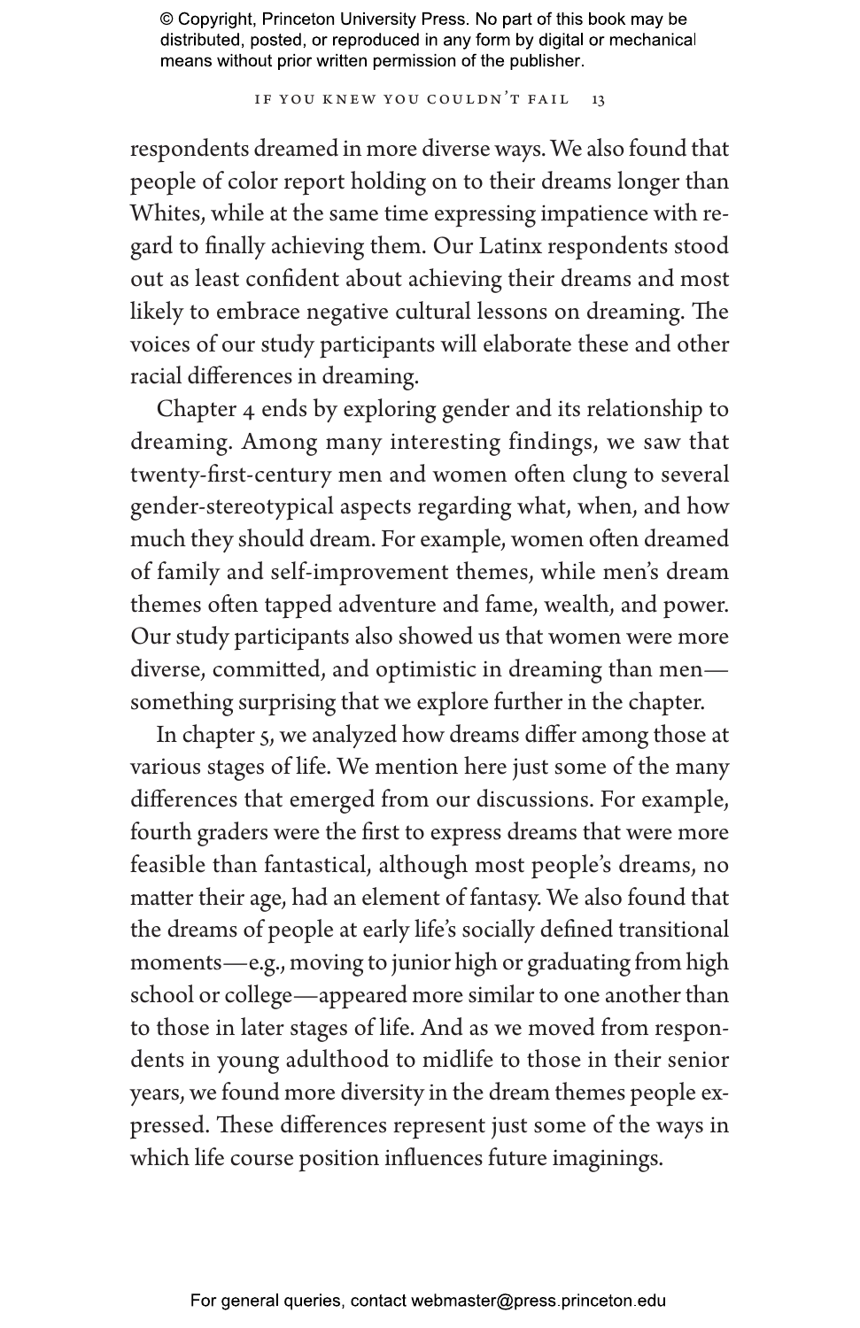respondents dreamed in more diverse ways. We also found that people of color report holding on to their dreams longer than Whites, while at the same time expressing impatience with regard to finally achieving them. Our Latinx respondents stood out as least confident about achieving their dreams and most likely to embrace negative cultural lessons on dreaming. The voices of our study participants will elaborate these and other racial differences in dreaming.

Chapter 4 ends by exploring gender and its relationship to dreaming. Among many interesting findings, we saw that twenty-first-century men and women often clung to several gender-stereotypical aspects regarding what, when, and how much they should dream. For example, women often dreamed of family and self-improvement themes, while men's dream themes often tapped adventure and fame, wealth, and power. Our study participants also showed us that women were more diverse, committed, and optimistic in dreaming than men—something surprising that we explore further in the chapter.

In chapter 5, we analyzed how dreams differ among those at various stages of life. We mention here just some of the many differences that emerged from our discussions. For example, fourth graders were the first to express dreams that were more feasible than fantastical, although most people's dreams, no matter their age, had an element of fantasy. We also found that the dreams of people at early life's socially defined transitional moments—e.g., moving to junior high or graduating from high school or college—appeared more similar to one another than to those in later stages of life. And as we moved from respondents in young adulthood to midlife to those in their senior years, we found more diversity in the dream themes people expressed. These differences represent just some of the ways in which life course position influences future imaginings.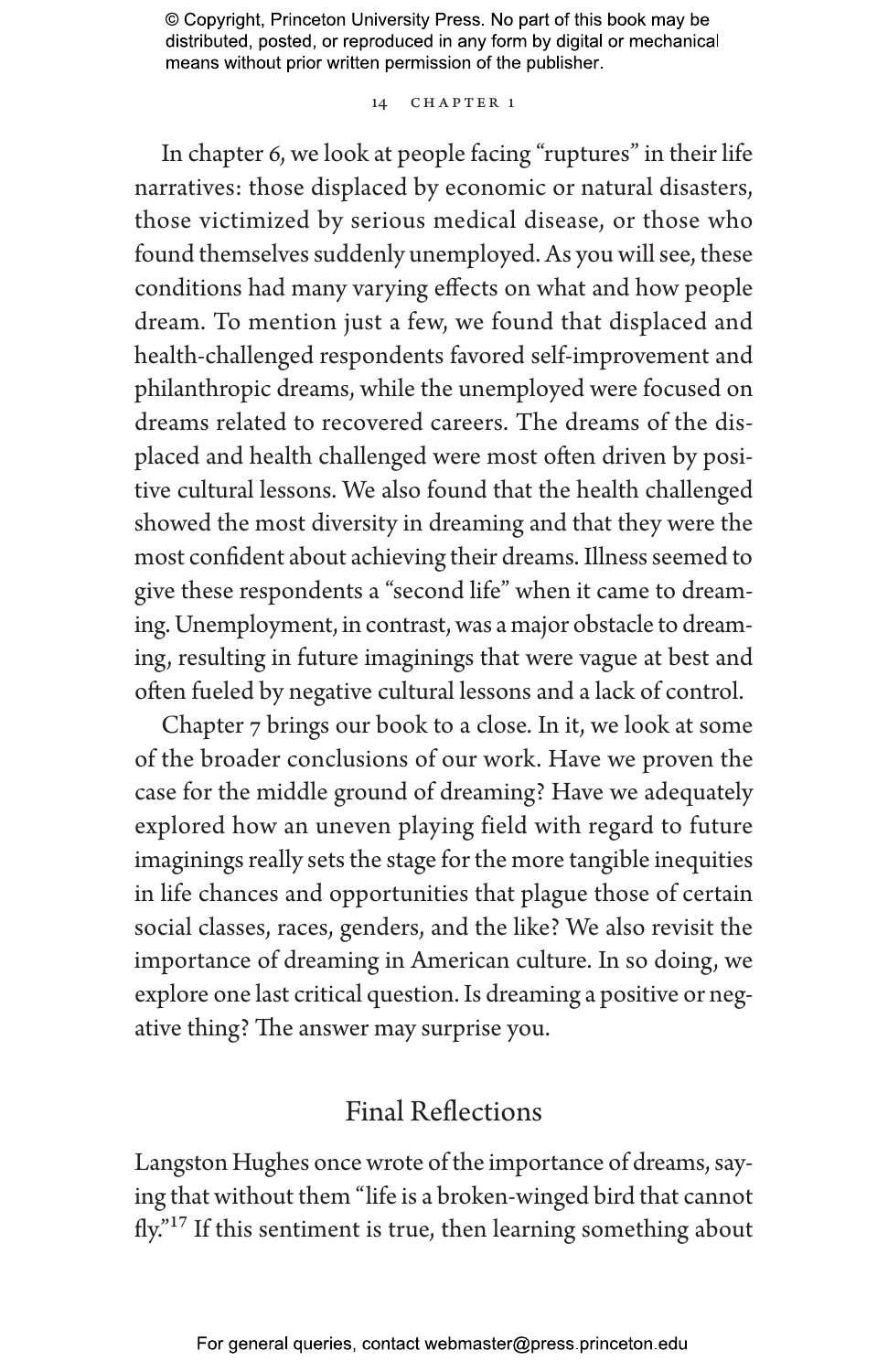In chapter 6, we look at people facing "ruptures" in their life narratives: those displaced by economic or natural disasters, those victimized by serious medical disease, or those who found themselves suddenly unemployed. As you will see, these conditions had many varying effects on what and how people dream. To mention just a few, we found that displaced and health-challenged respondents favored self-improvement and philanthropic dreams, while the unemployed were focused on dreams related to recovered careers. The dreams of the displaced and health challenged were most often driven by positive cultural lessons. We also found that the health challenged showed the most diversity in dreaming and that they were the most confident about achieving their dreams. Illness seemed to give these respondents a "second life" when it came to dreaming. Unemployment, in contrast, was a major obstacle to dreaming, resulting in future imaginings that were vague at best and often fueled by negative cultural lessons and a lack of control.

Chapter 7 brings our book to a close. In it, we look at some of the broader conclusions of our work. Have we proven the case for the middle ground of dreaming? Have we adequately explored how an uneven playing field with regard to future imaginings really sets the stage for the more tangible inequities in life chances and opportunities that plague those of certain social classes, races, genders, and the like? We also revisit the importance of dreaming in American culture. In so doing, we explore one last critical question. Is dreaming a positive or negative thing? The answer may surprise you.

## Final Reflections

Langston Hughes once wrote of the importance of dreams, saying that without them "life is a broken-winged bird that cannot fly."[17] If this sentiment is true, then learning something about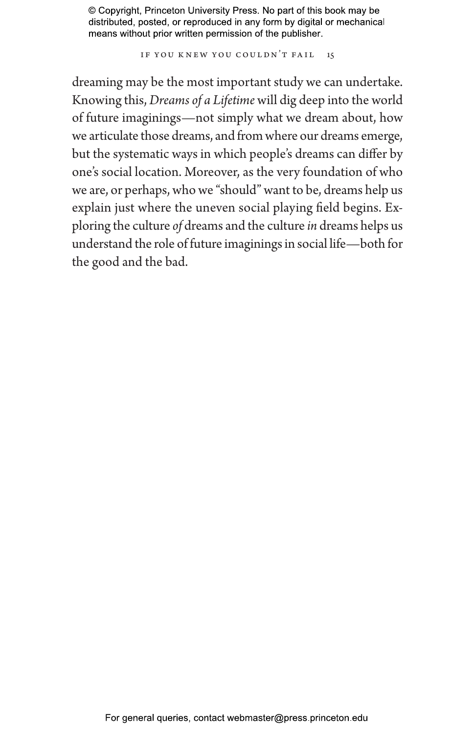dreaming may be the most important study we can undertake. Knowing this, *Dreams of a Lifetime* will dig deep into the world of future imaginings—not simply what we dream about, how we articulate those dreams, and from where our dreams emerge, but the systematic ways in which people's dreams can differ by one's social location. Moreover, as the very foundation of who we are, or perhaps, who we "should" want to be, dreams help us explain just where the uneven social playing field begins. Exploring the culture *of* dreams and the culture *in* dreams helps us understand the role of future imaginings in social life—both for the good and the bad.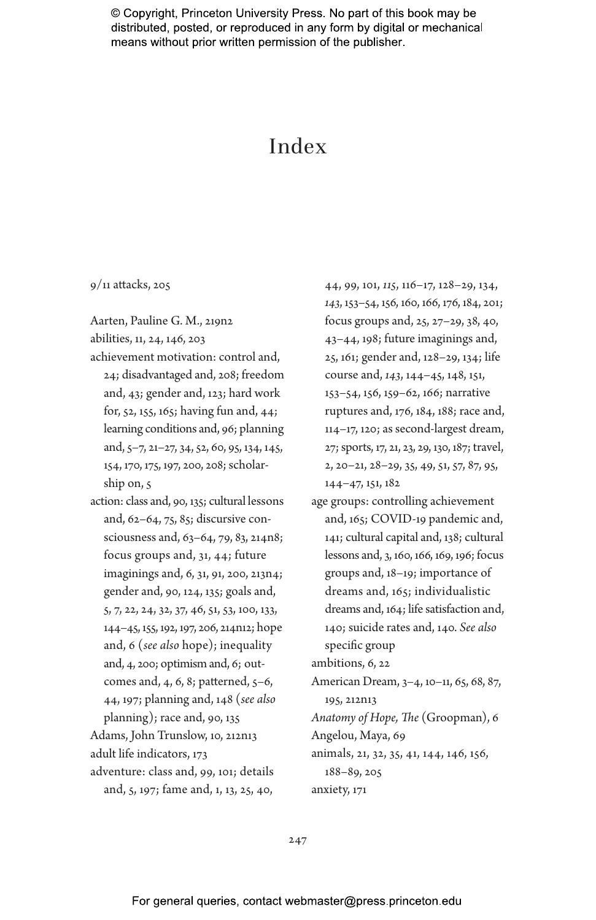# Index

9/11 attacks, 205

Aarten, Pauline G. M., 219n2
abilities, 11, 24, 146, 203
achievement motivation: control and, 24; disadvantaged and, 208; freedom and, 43; gender and, 123; hard work for, 52, 155, 165; having fun and, 44; learning conditions and, 96; planning and, 5–7, 21–27, 34, 52, 60, 95, 134, 145, 154, 170, 175, 197, 200, 208; scholarship on, 5
action: class and, 90, 135; cultural lessons and, 62–64, 75, 85; discursive consciousness and, 63–64, 79, 83, 214n8; focus groups and, 31, 44; future imaginings and, 6, 31, 91, 200, 213n4; gender and, 90, 124, 135; goals and, 5, 7, 22, 24, 32, 37, 46, 51, 53, 100, 133, 144–45, 155, 192, 197, 206, 214n12; hope and, 6 (*see also* hope); inequality and, 4, 200; optimism and, 6; outcomes and, 4, 6, 8; patterned, 5–6, 44, 197; planning and, 148 (*see also* planning); race and, 90, 135
Adams, John Trunslow, 10, 212n13
adult life indicators, 173
adventure: class and, 99, 101; details and, 5, 197; fame and, 1, 13, 25, 40, 44, 99, 101, *115*, 116–17, 128–29, 134, *143*, 153–54, 156, 160, 166, 176, 184, 201; focus groups and, 25, 27–29, 38, 40, 43–44, 198; future imaginings and, 25, 161; gender and, 128–29, 134; life course and, *143*, 144–45, 148, 151, 153–54, 156, 159–62, 166; narrative ruptures and, 176, 184, 188; race and, 114–17, 120; as second-largest dream, 27; sports, 17, 21, 23, 29, 130, 187; travel, 2, 20–21, 28–29, 35, 49, 51, 57, 87, 95, 144–47, 151, 182
age groups: controlling achievement and, 165; COVID-19 pandemic and, 141; cultural capital and, 138; cultural lessons and, 3, 160, 166, 169, 196; focus groups and, 18–19; importance of dreams and, 165; individualistic dreams and, 164; life satisfaction and, 140; suicide rates and, 140. *See also* specific group
ambitions, 6, 22
American Dream, 3–4, 10–11, 65, 68, 87, 195, 212n13
*Anatomy of Hope, The* (Groopman), 6
Angelou, Maya, 69
animals, 21, 32, 35, 41, 144, 146, 156, 188–89, 205
anxiety, 171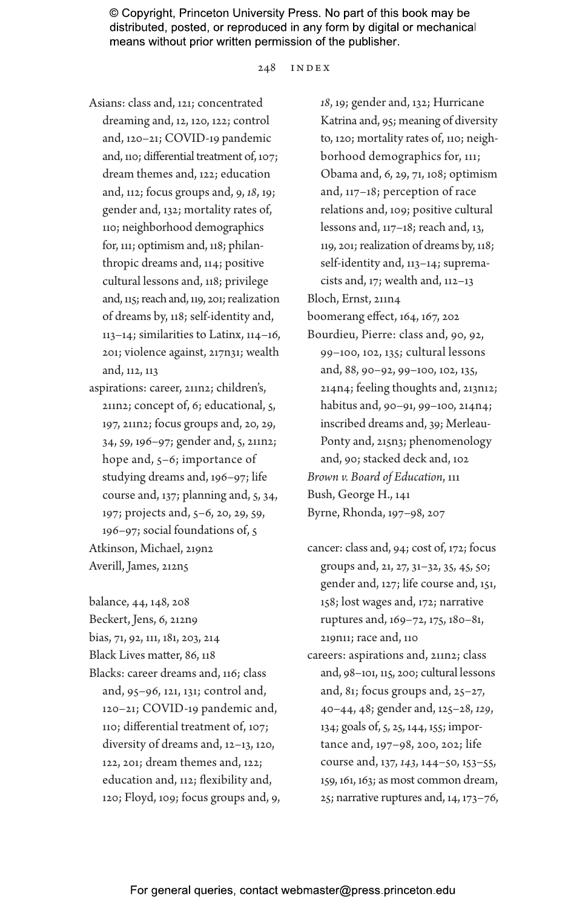Asians: class and, 121; concentrated dreaming and, 12, 120, 122; control and, 120–21; COVID-19 pandemic and, 110; differential treatment of, 107; dream themes and, 122; education and, 112; focus groups and, 9, *18*, 19; gender and, 132; mortality rates of, 110; neighborhood demographics for, 111; optimism and, 118; philanthropic dreams and, 114; positive cultural lessons and, 118; privilege and, 115; reach and, 119, 201; realization of dreams by, 118; self-identity and, 113–14; similarities to Latinx, 114–16, 201; violence against, 217n31; wealth and, 112, 113

aspirations: career, 211n2; children's, 211n2; concept of, 6; educational, 5, 197, 211n2; focus groups and, 20, 29, 34, 59, 196–97; gender and, 5, 211n2; hope and, 5–6; importance of studying dreams and, 196–97; life course and, 137; planning and, 5, 34, 197; projects and, 5–6, 20, 29, 59, 196–97; social foundations of, 5

Atkinson, Michael, 219n2

Averill, James, 212n5

balance, 44, 148, 208

Beckert, Jens, 6, 212n9

bias, 71, 92, 111, 181, 203, 214

Black Lives matter, 86, 118

Blacks: career dreams and, 116; class and, 95–96, 121, 131; control and, 120–21; COVID-19 pandemic and, 110; differential treatment of, 107; diversity of dreams and, 12–13, 120, 122, 201; dream themes and, 122; education and, 112; flexibility and, 120; Floyd, 109; focus groups and, 9, *18*, 19; gender and, 132; Hurricane Katrina and, 95; meaning of diversity to, 120; mortality rates of, 110; neighborhood demographics for, 111; Obama and, 6, 29, 71, 108; optimism and, 117–18; perception of race relations and, 109; positive cultural lessons and, 117–18; reach and, 13, 119, 201; realization of dreams by, 118; self-identity and, 113–14; supremacists and, 17; wealth and, 112–13

Bloch, Ernst, 211n4

boomerang effect, 164, 167, 202

Bourdieu, Pierre: class and, 90, 92, 99–100, 102, 135; cultural lessons and, 88, 90–92, 99–100, 102, 135, 214n4; feeling thoughts and, 213n12; habitus and, 90–91, 99–100, 214n4; inscribed dreams and, 39; Merleau-Ponty and, 215n3; phenomenology and, 90; stacked deck and, 102

*Brown v. Board of Education*, 111

Bush, George H., 141

Byrne, Rhonda, 197–98, 207

cancer: class and, 94; cost of, 172; focus groups and, 21, 27, 31–32, 35, 45, 50; gender and, 127; life course and, 151, 158; lost wages and, 172; narrative ruptures and, 169–72, 175, 180–81, 219n11; race and, 110

careers: aspirations and, 211n2; class and, 98–101, 115, 200; cultural lessons and, 81; focus groups and, 25–27, 40–44, 48; gender and, 125–28, *129*, 134; goals of, 5, 25, 144, 155; importance and, 197–98, 200, 202; life course and, 137, *143*, 144–50, 153–55, 159, 161, 163; as most common dream, 25; narrative ruptures and, 14, 173–76,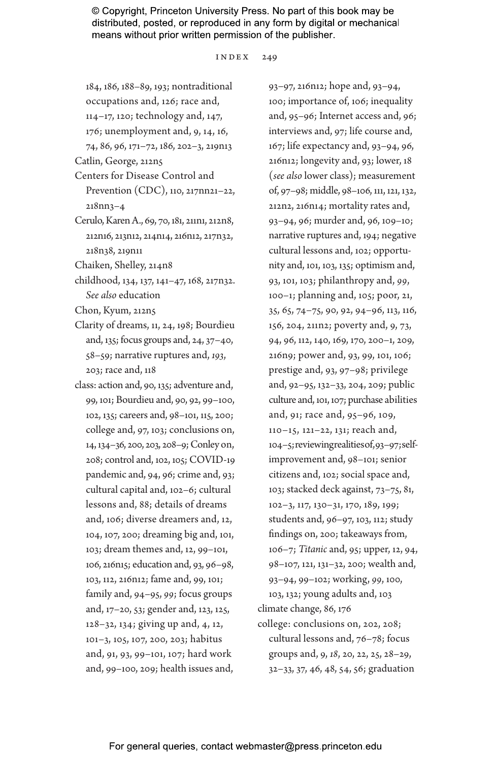184, 186, 188–89, 193; nontraditional occupations and, 126; race and, 114–17, 120; technology and, 147, 176; unemployment and, 9, 14, 16, 74, 86, 96, 171–72, 186, 202–3, 219n13

Catlin, George, 212n5

Centers for Disease Control and Prevention (CDC), 110, 217nn21–22, 218nn3–4

Cerulo, Karen A., 69, 70, 181, 211n1, 212n8, 212n16, 213n12, 214n14, 216n12, 217n32, 218n38, 219n11

Chaiken, Shelley, 214n8

childhood, 134, 137, 141–47, 168, 217n32. *See also* education

Chon, Kyum, 212n5

Clarity of dreams, 11, 24, 198; Bourdieu and, 135; focus groups and, 24, 37–40, 58–59; narrative ruptures and, *193*, 203; race and, 118

class: action and, 90, 135; adventure and, 99, 101; Bourdieu and, 90, 92, 99–100, 102, 135; careers and, 98–101, 115, 200; college and, 97, 103; conclusions on, 14, 134–36, 200, 203, 208–9; Conley on, 208; control and, 102, 105; COVID-19 pandemic and, 94, 96; crime and, 93; cultural capital and, 102–6; cultural lessons and, 88; details of dreams and, 106; diverse dreamers and, 12, 104, 107, 200; dreaming big and, 101, 103; dream themes and, 12, 99–101, 106, 216n15; education and, 93, 96–98, 103, 112, 216n12; fame and, 99, 101; family and, 94–95, *99*; focus groups and, 17–20, 53; gender and, 123, 125, 128–32, 134; giving up and, 4, 12, 101–3, 105, 107, 200, 203; habitus and, 91, 93, 99–101, 107; hard work and, 99–100, 209; health issues and, 93–97, 216n12; hope and, 93–94, 100; importance of, 106; inequality and, 95–96; Internet access and, 96; interviews and, 97; life course and, 167; life expectancy and, 93–94, 96, 216n12; longevity and, 93; lower, 18 (*see also* lower class); measurement of, 97–98; middle, 98–106, 111, 121, 132, 212n2, 216n14; mortality rates and, 93–94, 96; murder and, 96, 109–10; narrative ruptures and, 194; negative cultural lessons and, 102; opportunity and, 101, 103, 135; optimism and, 93, 101, 103; philanthropy and, *99*, 100–1; planning and, 105; poor, 21, 35, 65, 74–75, 90, 92, 94–96, 113, 116, 156, 204, 211n2; poverty and, 9, 73, 94, 96, 112, 140, 169, 170, 200–1, 209, 216n9; power and, 93, 99, 101, 106; prestige and, 93, 97–98; privilege and, 92–95, 132–33, 204, 209; public culture and, 101, 107; purchase abilities and, 91; race and, 95–96, 109, 110–15, 121–22, 131; reach and, 104–5; reviewing realities of, 93–97; self-improvement and, 98–101; senior citizens and, 102; social space and, 103; stacked deck against, 73–75, 81, 102–3, 117, 130–31, 170, 189, 199; students and, 96–97, 103, 112; study findings on, 200; takeaways from, 106–7; *Titanic* and, 95; upper, 12, 94, 98–107, 121, 131–32, 200; wealth and, 93–94, 99–102; working, *99*, 100, 103, 132; young adults and, 103

climate change, 86, 176

college: conclusions on, 202, 208; cultural lessons and, 76–78; focus groups and, 9, *18*, 20, 22, 25, 28–29, 32–33, 37, 46, 48, 54, 56; graduation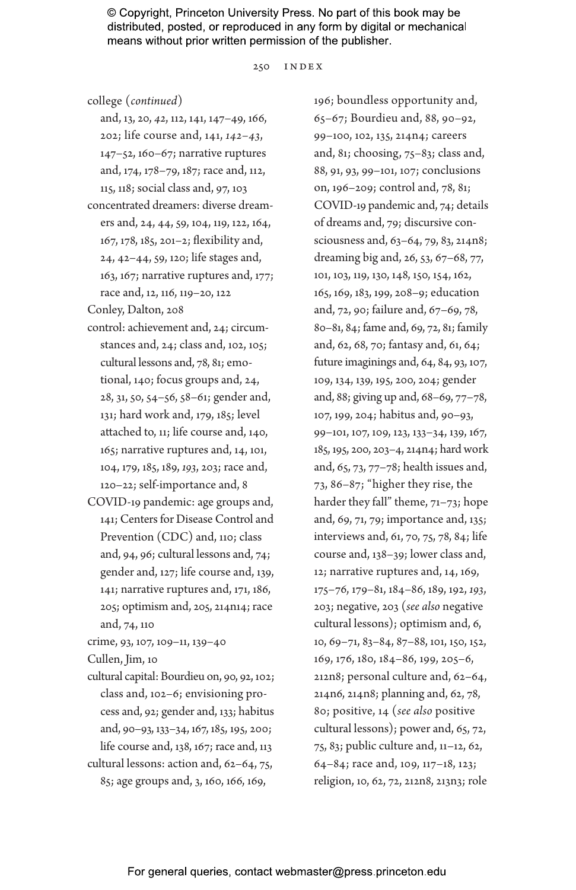college (*continued*) and, 13, 20, *42*, 112, 141, 147–49, 166, 202; life course and, 141, *142–43*, 147–52, 160–67; narrative ruptures and, 174, 178–79, 187; race and, 112, 115, 118; social class and, 97, 103

concentrated dreamers: diverse dreamers and, 24, 44, 59, 104, 119, 122, 164, 167, 178, 185, 201–2; flexibility and, 24, 42–44, 59, 120; life stages and, 163, 167; narrative ruptures and, 177; race and, 12, 116, 119–20, 122

Conley, Dalton, 208

control: achievement and, 24; circumstances and, 24; class and, 102, 105; cultural lessons and, 78, 81; emotional, 140; focus groups and, 24, 28, 31, 50, 54–56, 58–61; gender and, 131; hard work and, 179, 185; level attached to, 11; life course and, 140, 165; narrative ruptures and, 14, 101, 104, 179, 185, 189, *193*, 203; race and, 120–22; self-importance and, 8

COVID-19 pandemic: age groups and, 141; Centers for Disease Control and Prevention (CDC) and, 110; class and, 94, 96; cultural lessons and, 74; gender and, 127; life course and, 139, 141; narrative ruptures and, 171, 186, 205; optimism and, 205, 214n14; race and, 74, 110

crime, 93, 107, 109–11, 139–40

Cullen, Jim, 10

cultural capital: Bourdieu on, 90, 92, 102; class and, 102–6; envisioning process and, 92; gender and, 133; habitus and, 90–93, 133–34, 167, 185, 195, 200; life course and, 138, 167; race and, 113

cultural lessons: action and, 62–64, 75, 85; age groups and, 3, 160, 166, 169, 196; boundless opportunity and, 65–67; Bourdieu and, 88, 90–92, 99–100, 102, 135, 214n4; careers and, 81; choosing, 75–83; class and, 88, 91, 93, 99–101, 107; conclusions on, 196–209; control and, 78, 81; COVID-19 pandemic and, 74; details of dreams and, 79; discursive consciousness and, 63–64, 79, 83, 214n8; dreaming big and, 26, 53, 67–68, 77, 101, 103, 119, 130, 148, 150, 154, 162, 165, 169, 183, 199, 208–9; education and, 72, 90; failure and, 67–69, 78, 80–81, 84; fame and, 69, 72, 81; family and, 62, 68, 70; fantasy and, 61, 64; future imaginings and, 64, 84, 93, 107, 109, 134, 139, 195, 200, 204; gender and, 88; giving up and, 68–69, 77–78, 107, 199, 204; habitus and, 90–93, 99–101, 107, 109, 123, 133–34, 139, 167, 185, 195, 200, 203–4, 214n4; hard work and, 65, 73, 77–78; health issues and, 73, 86–87; "higher they rise, the harder they fall" theme, 71–73; hope and, 69, 71, 79; importance and, 135; interviews and, 61, 70, 75, 78, 84; life course and, 138–39; lower class and, 12; narrative ruptures and, 14, 169, 175–76, 179–81, 184–86, 189, 192, *193*, 203; negative, 203 (*see also* negative cultural lessons); optimism and, 6, 10, 69–71, 83–84, 87–88, 101, 150, 152, 169, 176, 180, 184–86, 199, 205–6, 212n8; personal culture and, 62–64, 214n6, 214n8; planning and, 62, 78, 80; positive, 14 (*see also* positive cultural lessons); power and, 65, 72, 75, 83; public culture and, 11–12, 62, 64–84; race and, 109, 117–18, 123; religion, 10, 62, 72, 212n8, 213n3; role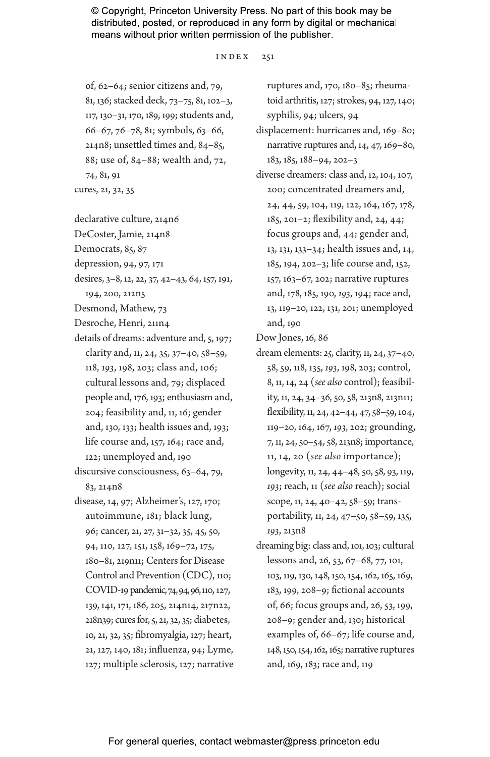of, 62–64; senior citizens and, 79, 81, 136; stacked deck, 73–75, 81, 102–3, 117, 130–31, 170, 189, 199; students and, 66–67, 76–78, 81; symbols, 63–66, 214n8; unsettled times and, 84–85, 88; use of, 84–88; wealth and, 72, 74, 81, 91

cures, 21, 32, 35

declarative culture, 214n6

DeCoster, Jamie, 214n8

Democrats, 85, 87

depression, 94, 97, 171

desires, 3–8, 12, 22, 37, 42–43, 64, 157, 191, 194, 200, 212n5

Desmond, Mathew, 73

Desroche, Henri, 211n4

details of dreams: adventure and, 5, 197; clarity and, 11, 24, 35, 37–40, 58–59, 118, *193*, 198, 203; class and, 106; cultural lessons and, 79; displaced people and, 176, 193; enthusiasm and, 204; feasibility and, 11, 16; gender and, 130, 133; health issues and, 193; life course and, 157, 164; race and, 122; unemployed and, 190

discursive consciousness, 63–64, 79, 83, 214n8

disease, 14, 97; Alzheimer's, 127, 170; autoimmune, 181; black lung, 96; cancer, 21, 27, 31–32, 35, 45, 50, 94, 110, 127, 151, 158, 169–72, 175, 180–81, 219n11; Centers for Disease Control and Prevention (CDC), 110; COVID-19 pandemic, 74, 94, 96, 110, 127, 139, 141, 171, 186, 205, 214n14, 217n22, 218n39; cures for, 5, 21, 32, 35; diabetes, 10, 21, 32, 35; fibromyalgia, 127; heart, 21, 127, 140, 181; influenza, 94; Lyme, 127; multiple sclerosis, 127; narrative ruptures and, 170, 180–85; rheumatoid arthritis, 127; strokes, 94, 127, 140; syphilis, 94; ulcers, 94

displacement: hurricanes and, 169–80; narrative ruptures and, 14, 47, 169–80, 183, 185, 188–94, 202–3

diverse dreamers: class and, 12, 104, 107, 200; concentrated dreamers and, 24, 44, 59, 104, 119, 122, 164, 167, 178, 185, 201–2; flexibility and, 24, 44; focus groups and, 44; gender and, 13, 131, 133–34; health issues and, 14, 185, 194, 202–3; life course and, 152, 157, 163–67, 202; narrative ruptures and, 178, 185, 190, *193*, 194; race and, 13, 119–20, 122, 131, 201; unemployed and, 190

Dow Jones, 16, 86

dream elements: 25, clarity, 11, 24, 37–40, 58, 59, 118, 135, *193*, 198, 203; control, 8, 11, 14, 24 (*see also* control); feasibility, 11, 24, 34–36, 50, 58, 213n8, 213n11; flexibility, 11, 24, 42–44, 47, 58–59, 104, 119–20, 164, 167, *193*, 202; grounding, 7, 11, 24, 50–54, 58, 213n8; importance, 11, 14, 20 (*see also* importance); longevity, 11, 24, 44–48, 50, 58, 93, 119, *193*; reach, 11 (*see also* reach); social scope, 11, 24, 40–42, 58–59; transportability, 11, 24, 47–50, 58–59, 135, *193*, 213n8

dreaming big: class and, 101, 103; cultural lessons and, 26, 53, 67–68, 77, 101, 103, 119, 130, 148, 150, 154, 162, 165, 169, 183, 199, 208–9; fictional accounts of, 66; focus groups and, 26, 53, 199, 208–9; gender and, 130; historical examples of, 66–67; life course and, 148, 150, 154, 162, 165; narrative ruptures and, 169, 183; race and, 119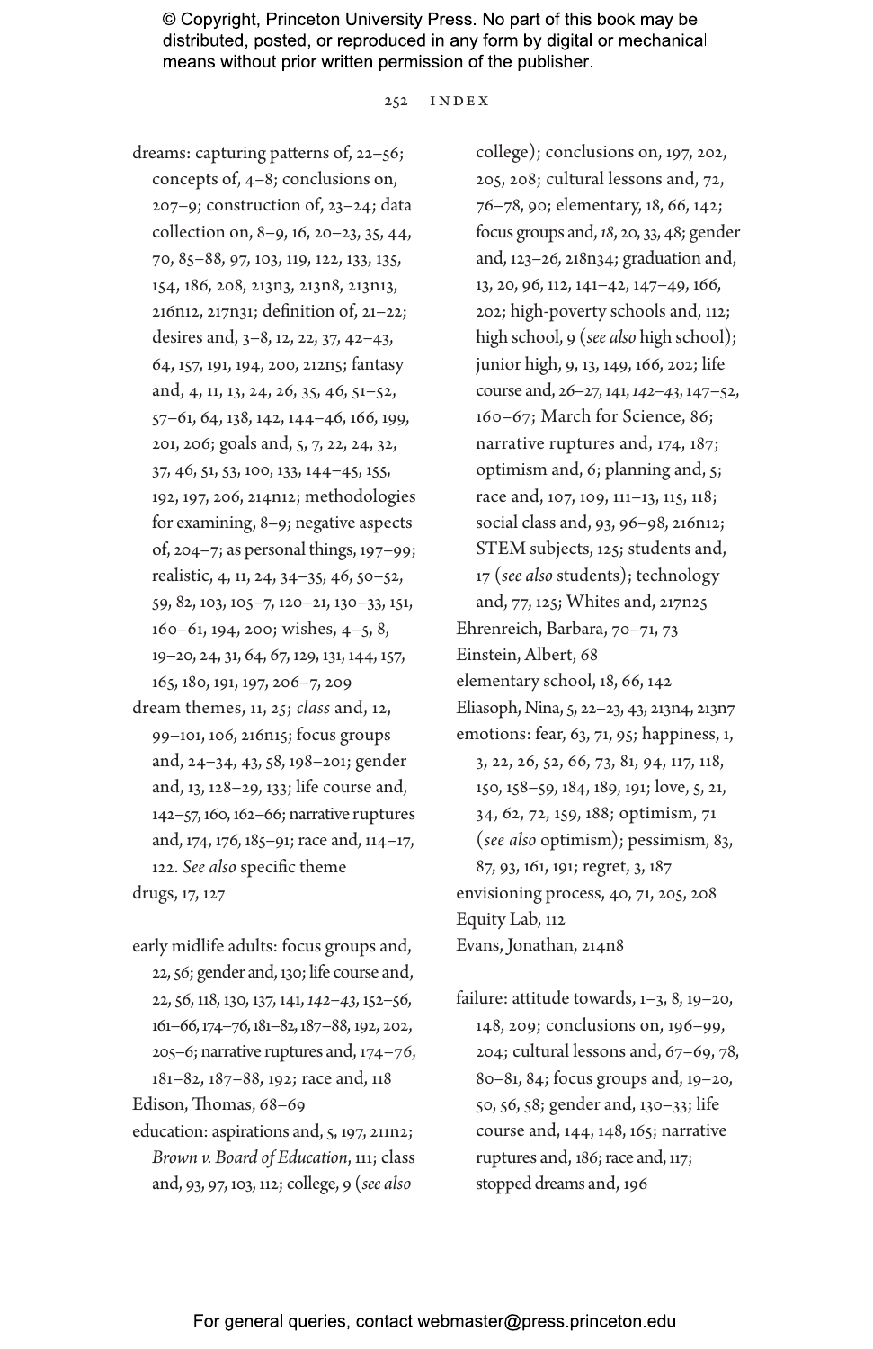dreams: capturing patterns of, 22–56; concepts of, 4–8; conclusions on, 207–9; construction of, 23–24; data collection on, 8–9, 16, 20–23, 35, 44, 70, 85–88, 97, 103, 119, 122, 133, 135, 154, 186, 208, 213n3, 213n8, 213n13, 216n12, 217n31; definition of, 21–22; desires and, 3–8, 12, 22, 37, 42–43, 64, 157, 191, 194, 200, 212n5; fantasy and, 4, 11, 13, 24, 26, 35, 46, 51–52, 57–61, 64, 138, 142, 144–46, 166, 199, 201, 206; goals and, 5, 7, 22, 24, 32, 37, 46, 51, 53, 100, 133, 144–45, 155, 192, 197, 206, 214n12; methodologies for examining, 8–9; negative aspects of, 204–7; as personal things, 197–99; realistic, 4, 11, 24, 34–35, 46, 50–52, 59, 82, 103, 105–7, 120–21, 130–33, 151, 160–61, 194, 200; wishes, 4–5, 8, 19–20, 24, 31, 64, 67, 129, 131, 144, 157, 165, 180, 191, 197, 206–7, 209

dream themes, 11, 25; *class* and, 12, 99–101, 106, 216n15; focus groups and, 24–34, 43, 58, 198–201; gender and, 13, 128–29, 133; life course and, 142–57, 160, 162–66; narrative ruptures and, 174, 176, 185–91; race and, 114–17, 122. *See also* specific theme

drugs, 17, 127

early midlife adults: focus groups and, 22, 56; gender and, 130; life course and, 22, 56, 118, 130, 137, 141, *142–43*, 152–56, 161–66, 174–76, 181–82, 187–88, 192, 202, 205–6; narrative ruptures and, 174–76, 181–82, 187–88, 192; race and, 118

Edison, Thomas, 68–69

education: aspirations and, 5, 197, 211n2; *Brown v. Board of Education*, 111; class and, 93, 97, 103, 112; college, 9 (*see also* college); conclusions on, 197, 202, 205, 208; cultural lessons and, 72, 76–78, 90; elementary, 18, 66, 142; focus groups and, *18*, 20, 33, 48; gender and, 123–26, 218n34; graduation and, 13, 20, 96, 112, 141–42, 147–49, 166, 202; high-poverty schools and, 112; high school, 9 (*see also* high school); junior high, 9, 13, 149, 166, 202; life course and, 26–27, 141, *142–43*, 147–52, 160–67; March for Science, 86; narrative ruptures and, 174, 187; optimism and, 6; planning and, 5; race and, 107, 109, 111–13, 115, 118; social class and, 93, 96–98, 216n12; STEM subjects, 125; students and, 17 (*see also* students); technology and, 77, 125; Whites and, 217n25

Ehrenreich, Barbara, 70–71, 73

Einstein, Albert, 68

elementary school, 18, 66, 142

Eliasoph, Nina, 5, 22–23, 43, 213n4, 213n7

emotions: fear, 63, 71, 95; happiness, 1, 3, 22, 26, 52, 66, 73, 81, 94, 117, 118, 150, 158–59, 184, 189, 191; love, 5, 21, 34, 62, 72, 159, 188; optimism, 71 (*see also* optimism); pessimism, 83, 87, 93, 161, 191; regret, 3, 187

envisioning process, 40, 71, 205, 208

Equity Lab, 112

Evans, Jonathan, 214n8

failure: attitude towards, 1–3, 8, 19–20, 148, 209; conclusions on, 196–99, 204; cultural lessons and, 67–69, 78, 80–81, 84; focus groups and, 19–20, 50, 56, 58; gender and, 130–33; life course and, 144, 148, 165; narrative ruptures and, 186; race and, 117; stopped dreams and, 196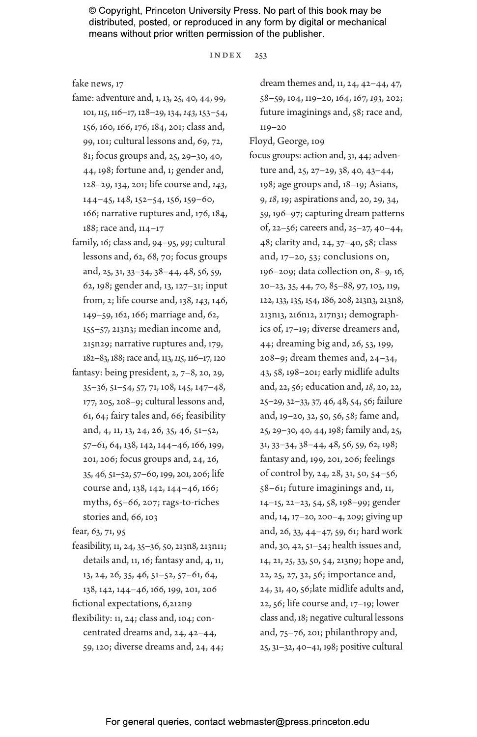fake news, 17

fame: adventure and, 1, 13, 25, 40, 44, 99, 101, *115*, 116–17, 128–29, 134, *143*, 153–54, 156, 160, 166, 176, 184, 201; class and, 99, 101; cultural lessons and, 69, 72, 81; focus groups and, 25, 29–30, 40, 44, 198; fortune and, 1; gender and, 128–29, 134, 201; life course and, *143*, 144–45, 148, 152–54, 156, 159–60, 166; narrative ruptures and, 176, 184, 188; race and, 114–17

family, 16; class and, 94–95, *99*; cultural lessons and, 62, 68, 70; focus groups and, 25, 31, 33–34, 38–44, 48, 56, 59, 62, 198; gender and, 13, 127–31; input from, 2; life course and, 138, *143*, 146, 149–59, 162, 166; marriage and, 62, 155–57, 213n3; median income and, 215n29; narrative ruptures and, 179, 182–83, 188; race and, 113, *115*, 116–17, 120

fantasy: being president, 2, 7–8, 20, 29, 35–36, 51–54, 57, 71, 108, 145, 147–48, 177, 205, 208–9; cultural lessons and, 61, 64; fairy tales and, 66; feasibility and, 4, 11, 13, 24, 26, 35, 46, 51–52, 57–61, 64, 138, 142, 144–46, 166, 199, 201, 206; focus groups and, 24, 26, 35, 46, 51–52, 57–60, 199, 201, 206; life course and, 138, 142, 144–46, 166; myths, 65–66, 207; rags-to-riches stories and, 66, 103

fear, 63, 71, 95

feasibility, 11, 24, 35–36, 50, 213n8, 213n11; details and, 11, 16; fantasy and, 4, 11, 13, 24, 26, 35, 46, 51–52, 57–61, 64, 138, 142, 144–46, 166, 199, 201, 206

fictional expectations, 6,212n9

flexibility: 11, 24; class and, 104; concentrated dreams and, 24, 42–44, 59, 120; diverse dreams and, 24, 44; dream themes and, 11, 24, 42–44, 47, 58–59, 104, 119–20, 164, 167, *193*, 202; future imaginings and, 58; race and, 119–20

Floyd, George, 109

focus groups: action and, 31, 44; adventure and, 25, 27–29, 38, 40, 43–44, 198; age groups and, 18–19; Asians, 9, *18*, 19; aspirations and, 20, 29, 34, 59, 196–97; capturing dream patterns of, 22–56; careers and, 25–27, 40–44, 48; clarity and, 24, 37–40, 58; class and, 17–20, 53; conclusions on, 196–209; data collection on, 8–9, 16, 20–23, 35, 44, 70, 85–88, 97, 103, 119, 122, 133, 135, 154, 186, 208, 213n3, 213n8, 213n13, 216n12, 217n31; demographics of, 17–19; diverse dreamers and, 44; dreaming big and, 26, 53, 199, 208–9; dream themes and, 24–34, 43, 58, 198–201; early midlife adults and, 22, 56; education and, *18*, 20, 22, 25–29, 32–33, 37, 46, 48, 54, 56; failure and, 19–20, 32, 50, 56, 58; fame and, 25, 29–30, 40, 44, 198; family and, 25, 31, 33–34, 38–44, 48, 56, 59, 62, 198; fantasy and, 199, 201, 206; feelings of control by, 24, 28, 31, 50, 54–56, 58–61; future imaginings and, 11, 14–15, 22–23, 54, 58, 198–99; gender and, 14, 17–20, 200–4, 209; giving up and, 26, 33, 44–47, 59, 61; hard work and, 30, 42, 51–54; health issues and, 14, 21, *25*, 33, 50, 54, 213n9; hope and, 22, 25, 27, 32, 56; importance and, 24, 31, 40, 56;late midlife adults and, 22, 56; life course and, 17–19; lower class and, 18; negative cultural lessons and, 75–76, 201; philanthropy and, 25, 31–32, 40–41, 198; positive cultural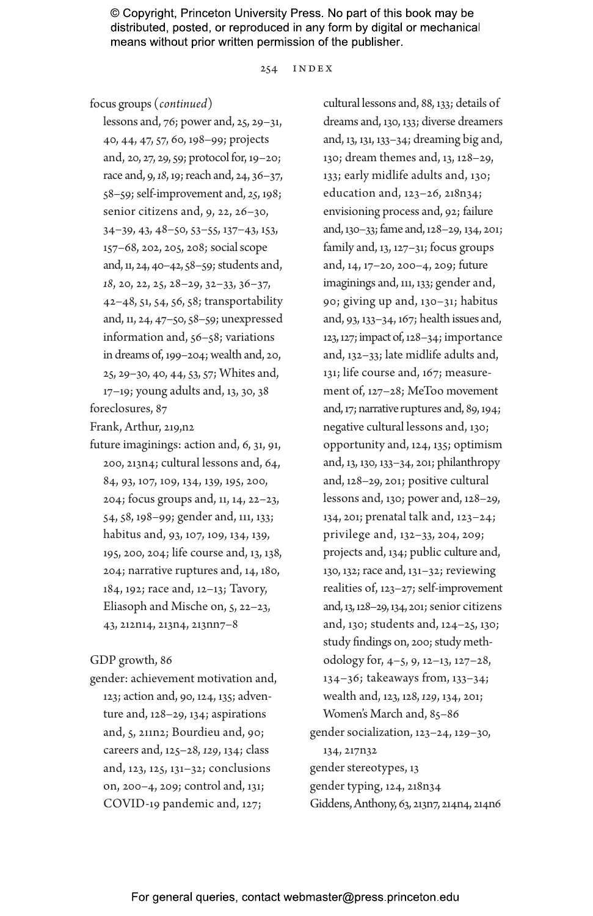focus groups (*continued*)
lessons and, 76; power and, 25, 29–31, 40, 44, 47, 57, 60, 198–99; projects and, 20, 27, 29, 59; protocol for, 19–20; race and, 9, *18*, 19; reach and, 24, 36–37, 58–59; self-improvement and, *25*, 198; senior citizens and, 9, 22, 26–30, 34–39, 43, 48–50, 53–55, 137–43, 153, 157–68, 202, 205, 208; social scope and, 11, 24, 40–42, 58–59; students and, *18*, 20, 22, 25, 28–29, 32–33, 36–37, 42–48, 51, 54, 56, 58; transportability and, 11, 24, 47–50, 58–59; unexpressed information and, 56–58; variations in dreams of, 199–204; wealth and, 20, 25, 29–30, 40, 44, 53, 57; Whites and, 17–19; young adults and, 13, 30, 38

foreclosures, 87

Frank, Arthur, 219,n2

future imaginings: action and, 6, 31, 91, 200, 213n4; cultural lessons and, 64, 84, 93, 107, 109, 134, 139, 195, 200, 204; focus groups and, 11, 14, 22–23, 54, 58, 198–99; gender and, 111, 133; habitus and, 93, 107, 109, 134, 139, 195, 200, 204; life course and, 13, 138, 204; narrative ruptures and, 14, 180, 184, 192; race and, 12–13; Tavory, Eliasoph and Mische on, 5, 22–23, 43, 212n14, 213n4, 213nn7–8

GDP growth, 86

gender: achievement motivation and, 123; action and, 90, 124, 135; adventure and, 128–29, 134; aspirations and, 5, 211n2; Bourdieu and, 90; careers and, 125–28, *129*, 134; class and, 123, 125, 131–32; conclusions on, 200–4, 209; control and, 131; COVID-19 pandemic and, 127; cultural lessons and, 88, 133; details of dreams and, 130, 133; diverse dreamers and, 13, 131, 133–34; dreaming big and, 130; dream themes and, 13, 128–29, 133; early midlife adults and, 130; education and, 123–26, 218n34; envisioning process and, 92; failure and, 130–33; fame and, 128–29, 134, 201; family and, 13, 127–31; focus groups and, 14, 17–20, 200–4, 209; future imaginings and, 111, 133; gender and, 90; giving up and, 130–31; habitus and, 93, 133–34, 167; health issues and, 123, 127; impact of, 128–34; importance and, 132–33; late midlife adults and, 131; life course and, 167; measurement of, 127–28; MeToo movement and, 17; narrative ruptures and, 89, 194; negative cultural lessons and, 130; opportunity and, 124, 135; optimism and, 13, 130, 133–34, 201; philanthropy and, 128–29, 201; positive cultural lessons and, 130; power and, 128–29, 134, 201; prenatal talk and, 123–24; privilege and, 132–33, 204, 209; projects and, 134; public culture and, 130, 132; race and, 131–32; reviewing realities of, 123–27; self-improvement and, 13, 128–29, 134, 201; senior citizens and, 130; students and, 124–25, 130; study findings on, 200; study methodology for, 4–5, 9, 12–13, 127–28, 134–36; takeaways from, 133–34; wealth and, 123, 128, *129*, 134, 201; Women's March and, 85–86

gender socialization, 123–24, 129–30, 134, 217n32

gender stereotypes, 13

gender typing, 124, 218n34

Giddens, Anthony, 63, 213n7, 214n4, 214n6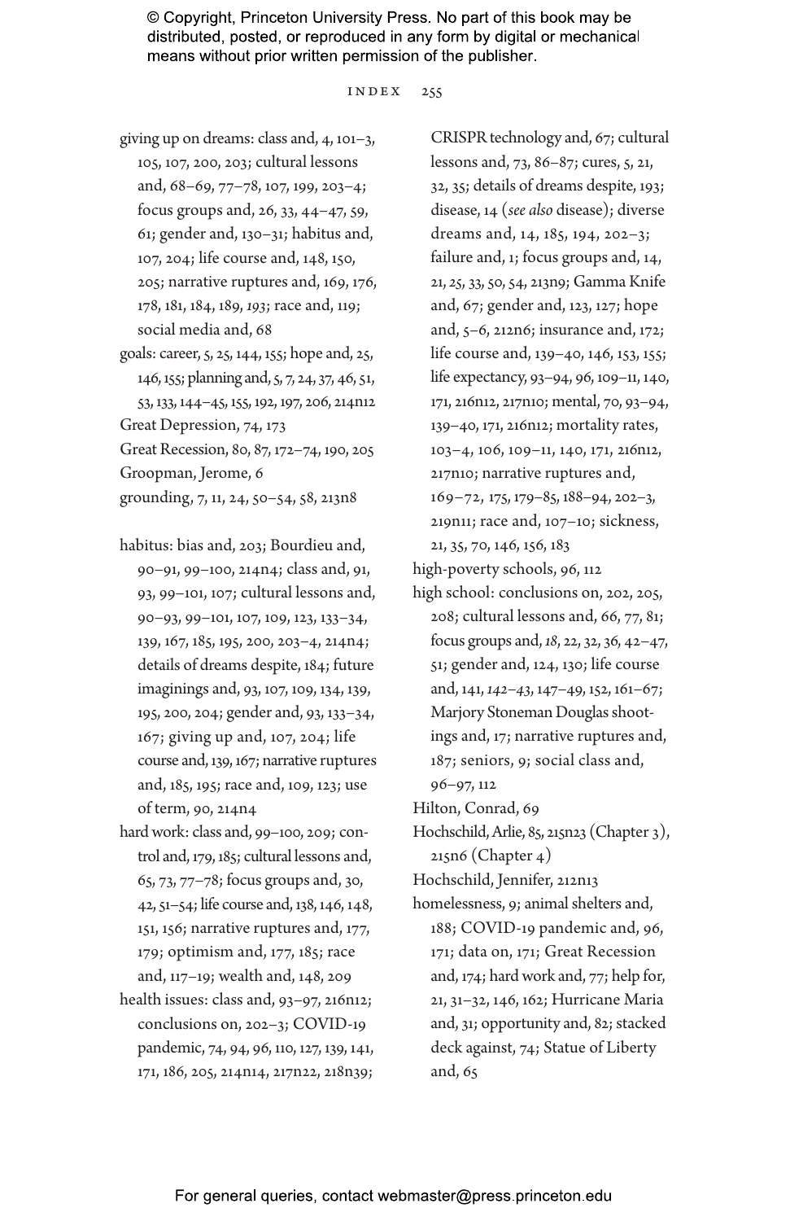giving up on dreams: class and, 4, 101–3, 105, 107, 200, 203; cultural lessons and, 68–69, 77–78, 107, 199, 203–4; focus groups and, 26, 33, 44–47, 59, 61; gender and, 130–31; habitus and, 107, 204; life course and, 148, 150, 205; narrative ruptures and, 169, 176, 178, 181, 184, 189, *193*; race and, 119; social media and, 68

goals: career, 5, 25, 144, 155; hope and, 25, 146, 155; planning and, 5, 7, 24, 37, 46, 51, 53, 133, 144–45, 155, 192, 197, 206, 214n12

Great Depression, 74, 173

Great Recession, 80, 87, 172–74, 190, 205

Groopman, Jerome, 6

grounding, 7, 11, 24, 50–54, 58, 213n8

habitus: bias and, 203; Bourdieu and, 90–91, 99–100, 214n4; class and, 91, 93, 99–101, 107; cultural lessons and, 90–93, 99–101, 107, 109, 123, 133–34, 139, 167, 185, 195, 200, 203–4, 214n4; details of dreams despite, 184; future imaginings and, 93, 107, 109, 134, 139, 195, 200, 204; gender and, 93, 133–34, 167; giving up and, 107, 204; life course and, 139, 167; narrative ruptures and, 185, 195; race and, 109, 123; use of term, 90, 214n4

hard work: class and, 99–100, 209; control and, 179, 185; cultural lessons and, 65, 73, 77–78; focus groups and, 30, 42, 51–54; life course and, 138, 146, 148, 151, 156; narrative ruptures and, 177, 179; optimism and, 177, 185; race and, 117–19; wealth and, 148, 209

health issues: class and, 93–97, 216n12; conclusions on, 202–3; COVID-19 pandemic, 74, 94, 96, 110, 127, 139, 141, 171, 186, 205, 214n14, 217n22, 218n39; CRISPR technology and, 67; cultural lessons and, 73, 86–87; cures, 5, 21, 32, 35; details of dreams despite, 193; disease, 14 (*see also* disease); diverse dreams and, 14, 185, 194, 202–3; failure and, 1; focus groups and, 14, 21, 25, 33, 50, 54, 213n9; Gamma Knife and, 67; gender and, 123, 127; hope and, 5–6, 212n6; insurance and, 172; life course and, 139–40, 146, 153, 155; life expectancy, 93–94, 96, 109–11, 140, 171, 216n12, 217n10; mental, 70, 93–94, 139–40, 171, 216n12; mortality rates, 103–4, 106, 109–11, 140, 171, 216n12, 217n10; narrative ruptures and, 169–72, 175, 179–85, 188–94, 202–3, 219n11; race and, 107–10; sickness, 21, 35, 70, 146, 156, 183

high-poverty schools, 96, 112

high school: conclusions on, 202, 205, 208; cultural lessons and, 66, 77, 81; focus groups and, *18*, 22, 32, 36, 42–47, 51; gender and, 124, 130; life course and, 141, *142–43*, 147–49, 152, 161–67; Marjory Stoneman Douglas shootings and, 17; narrative ruptures and, 187; seniors, 9; social class and, 96–97, 112

Hilton, Conrad, 69

Hochschild, Arlie, 85, 215n23 (Chapter 3), 215n6 (Chapter 4)

Hochschild, Jennifer, 212n13

homelessness, 9; animal shelters and, 188; COVID-19 pandemic and, 96, 171; data on, 171; Great Recession and, 174; hard work and, 77; help for, 21, 31–32, 146, 162; Hurricane Maria and, 31; opportunity and, 82; stacked deck against, 74; Statue of Liberty and, 65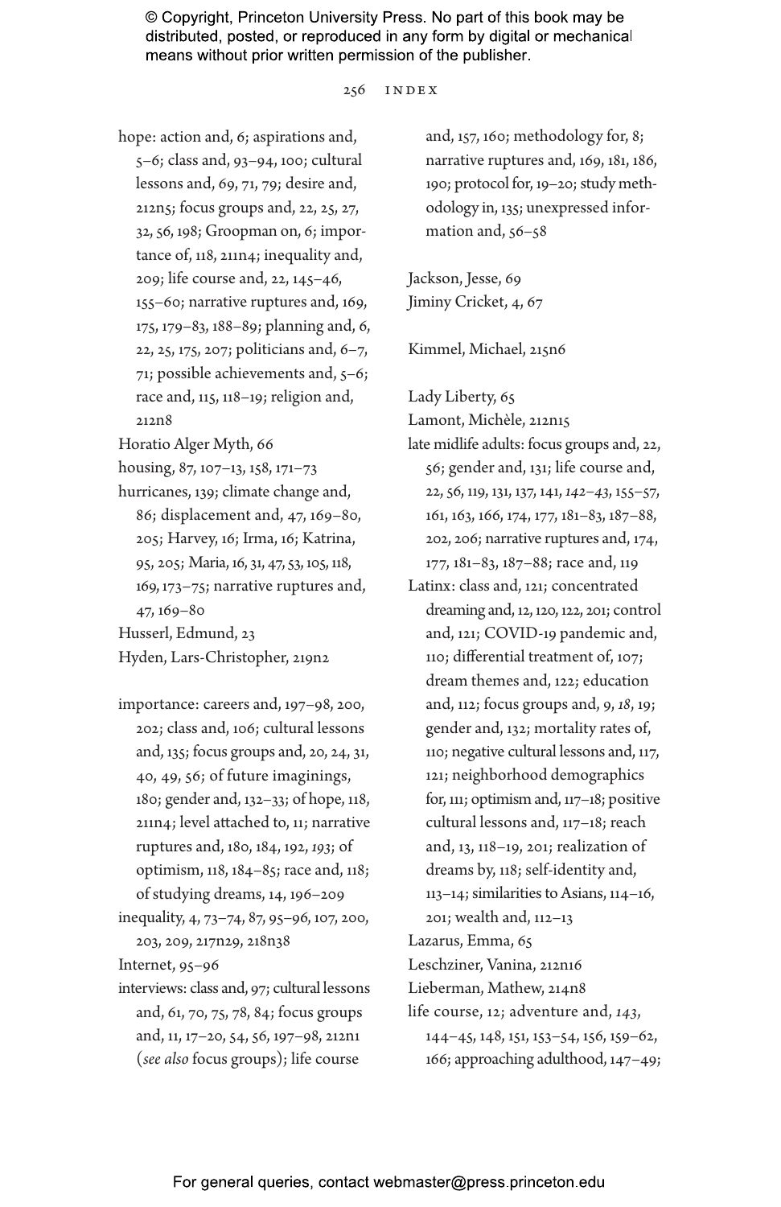hope: action and, 6; aspirations and, 5–6; class and, 93–94, 100; cultural lessons and, 69, 71, 79; desire and, 212n5; focus groups and, 22, 25, 27, 32, 56, 198; Groopman on, 6; importance of, 118, 211n4; inequality and, 209; life course and, 22, 145–46, 155–60; narrative ruptures and, 169, 175, 179–83, 188–89; planning and, 6, 22, 25, 175, 207; politicians and, 6–7, 71; possible achievements and, 5–6; race and, 115, 118–19; religion and, 212n8

Horatio Alger Myth, 66

housing, 87, 107–13, 158, 171–73

hurricanes, 139; climate change and, 86; displacement and, 47, 169–80, 205; Harvey, 16; Irma, 16; Katrina, 95, 205; Maria, 16, 31, 47, 53, 105, 118, 169, 173–75; narrative ruptures and, 47, 169–80

Husserl, Edmund, 23

Hyden, Lars-Christopher, 219n2

importance: careers and, 197–98, 200, 202; class and, 106; cultural lessons and, 135; focus groups and, 20, 24, 31, 40, 49, 56; of future imaginings, 180; gender and, 132–33; of hope, 118, 211n4; level attached to, 11; narrative ruptures and, 180, 184, 192, *193*; of optimism, 118, 184–85; race and, 118; of studying dreams, 14, 196–209

inequality, 4, 73–74, 87, 95–96, 107, 200, 203, 209, 217n29, 218n38

Internet, 95–96

interviews: class and, 97; cultural lessons and, 61, 70, 75, 78, 84; focus groups and, 11, 17–20, 54, 56, 197–98, 212n1 (*see also* focus groups); life course and, 157, 160; methodology for, 8; narrative ruptures and, 169, 181, 186, 190; protocol for, 19–20; study methodology in, 135; unexpressed information and, 56–58

Jackson, Jesse, 69

Jiminy Cricket, 4, 67

Kimmel, Michael, 215n6

Lady Liberty, 65

Lamont, Michèle, 212n15

late midlife adults: focus groups and, 22, 56; gender and, 131; life course and, 22, 56, 119, 131, 137, 141, *142–43*, 155–57, 161, 163, 166, 174, 177, 181–83, 187–88, 202, 206; narrative ruptures and, 174, 177, 181–83, 187–88; race and, 119

Latinx: class and, 121; concentrated dreaming and, 12, 120, 122, 201; control and, 121; COVID-19 pandemic and, 110; differential treatment of, 107; dream themes and, 122; education and, 112; focus groups and, 9, *18*, 19; gender and, 132; mortality rates of, 110; negative cultural lessons and, 117, 121; neighborhood demographics for, 111; optimism and, 117–18; positive cultural lessons and, 117–18; reach and, 13, 118–19, 201; realization of dreams by, 118; self-identity and, 113–14; similarities to Asians, 114–16, 201; wealth and, 112–13

Lazarus, Emma, 65

Leschziner, Vanina, 212n16

Lieberman, Mathew, 214n8

life course, 12; adventure and, *143*, 144–45, 148, 151, 153–54, 156, 159–62, 166; approaching adulthood, 147–49;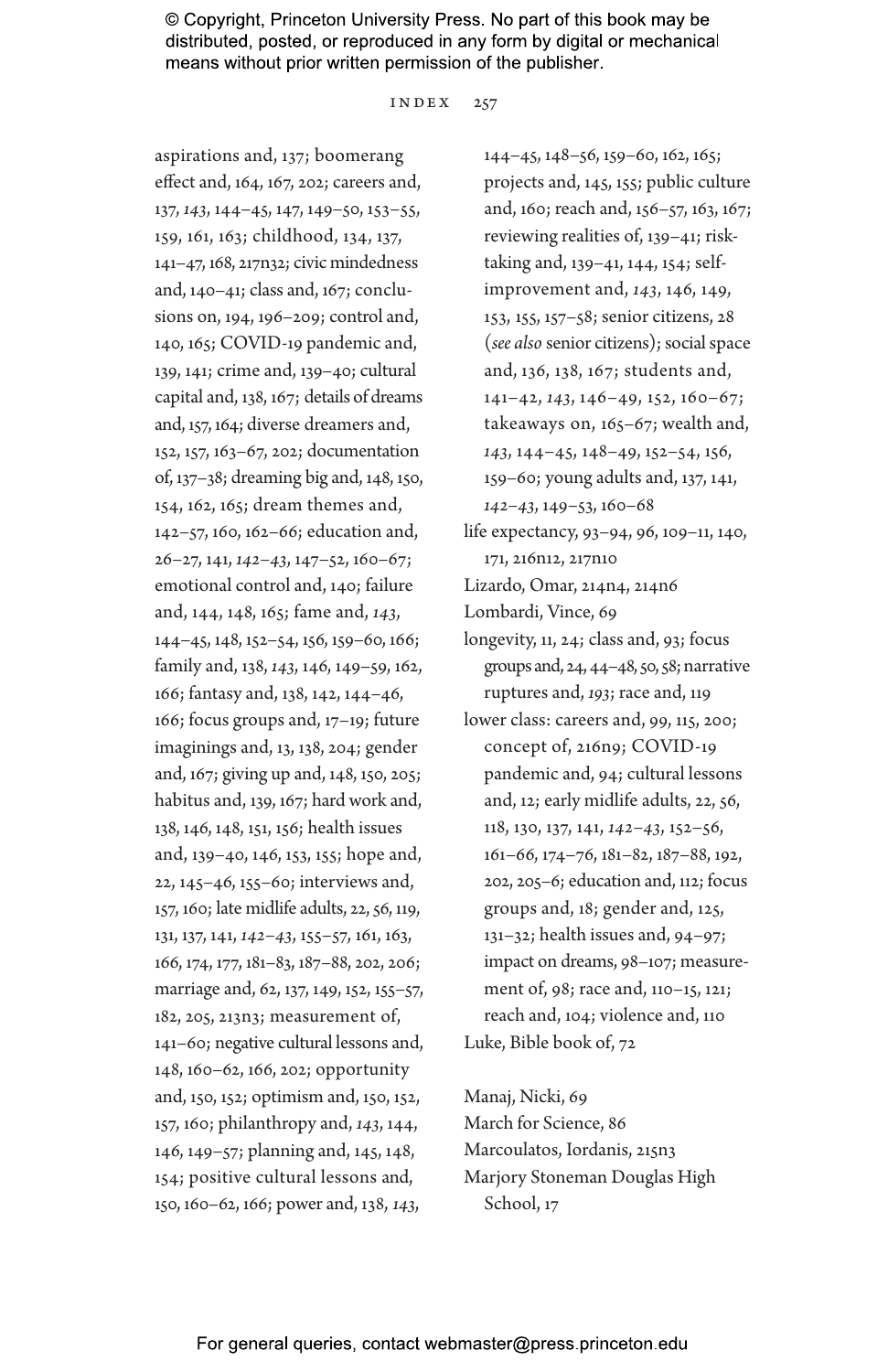aspirations and, 137; boomerang effect and, 164, 167, 202; careers and, 137, *143*, 144–45, 147, 149–50, 153–55, 159, 161, 163; childhood, 134, 137, 141–47, 168, 217n32; civic mindedness and, 140–41; class and, 167; conclusions on, 194, 196–209; control and, 140, 165; COVID-19 pandemic and, 139, 141; crime and, 139–40; cultural capital and, 138, 167; details of dreams and, 157, 164; diverse dreamers and, 152, 157, 163–67, 202; documentation of, 137–38; dreaming big and, 148, 150, 154, 162, 165; dream themes and, 142–57, 160, 162–66; education and, 26–27, 141, *142–43*, 147–52, 160–67; emotional control and, 140; failure and, 144, 148, 165; fame and, *143*, 144–45, 148, 152–54, 156, 159–60, 166; family and, 138, *143*, 146, 149–59, 162, 166; fantasy and, 138, 142, 144–46, 166; focus groups and, 17–19; future imaginings and, 13, 138, 204; gender and, 167; giving up and, 148, 150, 205; habitus and, 139, 167; hard work and, 138, 146, 148, 151, 156; health issues and, 139–40, 146, 153, 155; hope and, 22, 145–46, 155–60; interviews and, 157, 160; late midlife adults, 22, 56, 119, 131, 137, 141, *142–43*, 155–57, 161, 163, 166, 174, 177, 181–83, 187–88, 202, 206; marriage and, 62, 137, 149, 152, 155–57, 182, 205, 213n3; measurement of, 141–60; negative cultural lessons and, 148, 160–62, 166, 202; opportunity and, 150, 152; optimism and, 150, 152, 157, 160; philanthropy and, *143*, 144, 146, 149–57; planning and, 145, 148, 154; positive cultural lessons and, 150, 160–62, 166; power and, 138, *143*, 144–45, 148–56, 159–60, 162, 165; projects and, 145, 155; public culture and, 160; reach and, 156–57, 163, 167; reviewing realities of, 139–41; risk-taking and, 139–41, 144, 154; self-improvement and, *143*, 146, 149, 153, 155, 157–58; senior citizens, 28 (*see also* senior citizens); social space and, 136, 138, 167; students and, 141–42, *143*, 146–49, 152, 160–67; takeaways on, 165–67; wealth and, *143*, 144–45, 148–49, 152–54, 156, 159–60; young adults and, 137, 141, *142–43*, 149–53, 160–68

life expectancy, 93–94, 96, 109–11, 140, 171, 216n12, 217n10

Lizardo, Omar, 214n4, 214n6

Lombardi, Vince, 69

longevity, 11, 24; class and, 93; focus groups and, 24, 44–48, 50, 58; narrative ruptures and, *193*; race and, 119

lower class: careers and, 99, 115, 200; concept of, 216n9; COVID-19 pandemic and, 94; cultural lessons and, 12; early midlife adults, 22, 56, 118, 130, 137, 141, *142–43*, 152–56, 161–66, 174–76, 181–82, 187–88, 192, 202, 205–6; education and, 112; focus groups and, 18; gender and, 125, 131–32; health issues and, 94–97; impact on dreams, 98–107; measurement of, 98; race and, 110–15, 121; reach and, 104; violence and, 110

Luke, Bible book of, 72

Manaj, Nicki, 69

March for Science, 86

Marcoulatos, Iordanis, 215n3

Marjory Stoneman Douglas High School, 17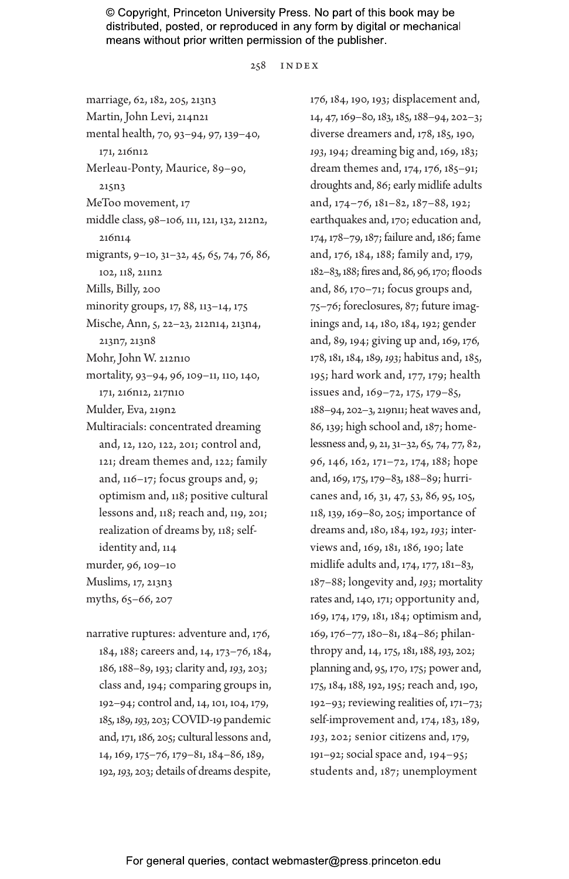© Copyright, Princeton University Press. No part of this book may be distributed, posted, or reproduced in any form by digital or mechanical means without prior written permission of the publisher.

marriage, 62, 182, 205, 213n3
Martin, John Levi, 214n21
mental health, 70, 93–94, 97, 139–40, 171, 216n12
Merleau-Ponty, Maurice, 89–90, 215n3
MeToo movement, 17
middle class, 98–106, 111, 121, 132, 212n2, 216n14
migrants, 9–10, 31–32, 45, 65, 74, 76, 86, 102, 118, 211n2
Mills, Billy, 200
minority groups, 17, 88, 113–14, 175
Mische, Ann, 5, 22–23, 212n14, 213n4, 213n7, 213n8
Mohr, John W. 212n10
mortality, 93–94, 96, 109–11, *110*, 140, 171, 216n12, 217n10
Mulder, Eva, 219n2
Multiracials: concentrated dreaming and, 12, 120, 122, 201; control and, 121; dream themes and, 122; family and, 116–17; focus groups and, 9; optimism and, 118; positive cultural lessons and, 118; reach and, 119, 201; realization of dreams by, 118; self-identity and, 114
murder, 96, 109–10
Muslims, 17, 213n3
myths, 65–66, 207

narrative ruptures: adventure and, 176, 184, 188; careers and, 14, 173–76, 184, 186, 188–89, 193; clarity and, *193*, 203; class and, 194; comparing groups in, 192–94; control and, 14, 101, 104, 179, 185, 189, *193*, 203; COVID-19 pandemic and, 171, 186, 205; cultural lessons and, 14, 169, 175–76, 179–81, 184–86, 189, 192, *193*, 203; details of dreams despite, 176, 184, 190, 193; displacement and, 14, 47, 169–80, 183, 185, 188–94, 202–3; diverse dreamers and, 178, 185, 190, *193*, 194; dreaming big and, 169, 183; dream themes and, 174, 176, 185–91; droughts and, 86; early midlife adults and, 174–76, 181–82, 187–88, 192; earthquakes and, 170; education and, 174, 178–79, 187; failure and, 186; fame and, 176, 184, 188; family and, 179, 182–83, 188; fires and, 86, 96, 170; floods and, 86, 170–71; focus groups and, 75–76; foreclosures, 87; future imaginings and, 14, 180, 184, 192; gender and, 89, 194; giving up and, 169, 176, 178, 181, 184, 189, *193*; habitus and, 185, 195; hard work and, 177, 179; health issues and, 169–72, 175, 179–85, 188–94, 202–3, 219n11; heat waves and, 86, 139; high school and, 187; homelessness and, 9, 21, 31–32, 65, 74, 77, 82, 96, 146, 162, 171–72, 174, 188; hope and, 169, 175, 179–83, 188–89; hurricanes and, 16, 31, 47, 53, 86, 95, 105, 118, 139, 169–80, 205; importance of dreams and, 180, 184, 192, *193*; interviews and, 169, 181, 186, 190; late midlife adults and, 174, 177, 181–83, 187–88; longevity and, *193*; mortality rates and, 140, 171; opportunity and, 169, 174, 179, 181, 184; optimism and, 169, 176–77, 180–81, 184–86; philanthropy and, 14, 175, 181, 188, *193*, 202; planning and, 95, 170, 175; power and, 175, 184, 188, 192, 195; reach and, 190, 192–93; reviewing realities of, 171–73; self-improvement and, 174, 183, 189, *193*, 202; senior citizens and, 179, 191–92; social space and, 194–95; students and, 187; unemployment

For general queries, contact webmaster@press.princeton.edu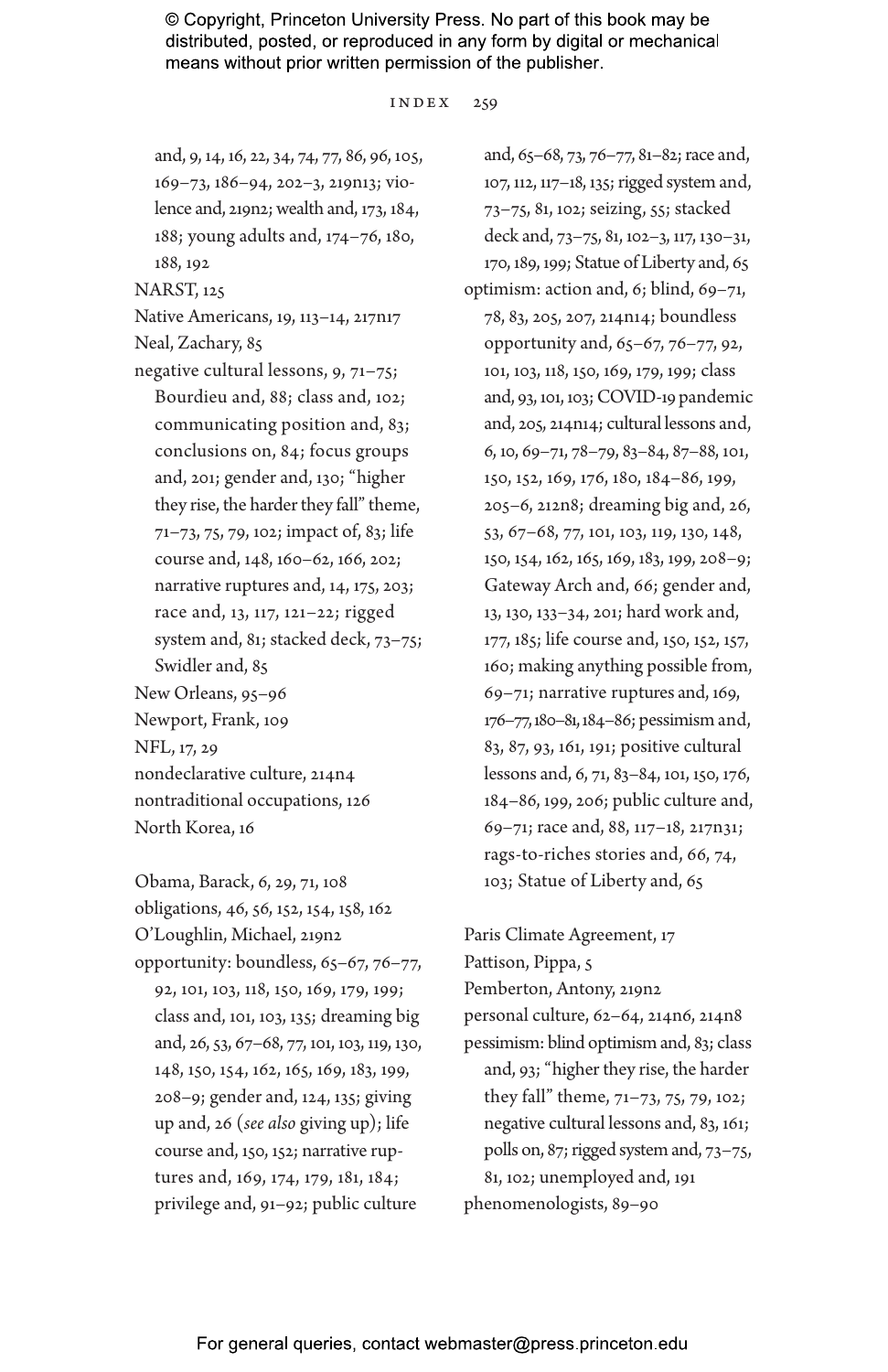and, 9, 14, 16, 22, 34, 74, 77, 86, 96, 105, 169–73, 186–94, 202–3, 219n13; violence and, 219n2; wealth and, 173, 184, 188; young adults and, 174–76, 180, 188, 192

NARST, 125

Native Americans, 19, 113–14, 217n17

Neal, Zachary, 85

negative cultural lessons, 9, 71–75; Bourdieu and, 88; class and, 102; communicating position and, 83; conclusions on, 84; focus groups and, 201; gender and, 130; "higher they rise, the harder they fall" theme, 71–73, 75, 79, 102; impact of, 83; life course and, 148, 160–62, 166, 202; narrative ruptures and, 14, 175, 203; race and, 13, 117, 121–22; rigged system and, 81; stacked deck, 73–75; Swidler and, 85

New Orleans, 95–96

Newport, Frank, 109

NFL, 17, 29

nondeclarative culture, 214n4

nontraditional occupations, 126

North Korea, 16

Obama, Barack, 6, 29, 71, 108

obligations, 46, 56, 152, 154, 158, 162

O'Loughlin, Michael, 219n2

opportunity: boundless, 65–67, 76–77, 92, 101, 103, 118, 150, 169, 179, 199; class and, 101, 103, 135; dreaming big and, 26, 53, 67–68, 77, 101, 103, 119, 130, 148, 150, 154, 162, 165, 169, 183, 199, 208–9; gender and, 124, 135; giving up and, 26 (*see also* giving up); life course and, 150, 152; narrative ruptures and, 169, 174, 179, 181, 184; privilege and, 91–92; public culture and, 65–68, 73, 76–77, 81–82; race and, 107, 112, 117–18, 135; rigged system and, 73–75, 81, 102; seizing, 55; stacked deck and, 73–75, 81, 102–3, 117, 130–31, 170, 189, 199; Statue of Liberty and, 65

optimism: action and, 6; blind, 69–71, 78, 83, 205, 207, 214n14; boundless opportunity and, 65–67, 76–77, 92, 101, 103, 118, 150, 169, 179, 199; class and, 93, 101, 103; COVID-19 pandemic and, 205, 214n14; cultural lessons and, 6, 10, 69–71, 78–79, 83–84, 87–88, 101, 150, 152, 169, 176, 180, 184–86, 199, 205–6, 212n8; dreaming big and, 26, 53, 67–68, 77, 101, 103, 119, 130, 148, 150, 154, 162, 165, 169, 183, 199, 208–9; Gateway Arch and, 66; gender and, 13, 130, 133–34, 201; hard work and, 177, 185; life course and, 150, 152, 157, 160; making anything possible from, 69–71; narrative ruptures and, 169, 176–77, 180–81, 184–86; pessimism and, 83, 87, 93, 161, 191; positive cultural lessons and, 6, 71, 83–84, 101, 150, 176, 184–86, 199, 206; public culture and, 69–71; race and, 88, 117–18, 217n31; rags-to-riches stories and, 66, 74, 103; Statue of Liberty and, 65

Paris Climate Agreement, 17

Pattison, Pippa, 5

Pemberton, Antony, 219n2

personal culture, 62–64, 214n6, 214n8

pessimism: blind optimism and, 83; class and, 93; "higher they rise, the harder they fall" theme, 71–73, 75, 79, 102; negative cultural lessons and, 83, 161; polls on, 87; rigged system and, 73–75, 81, 102; unemployed and, 191

phenomenologists, 89–90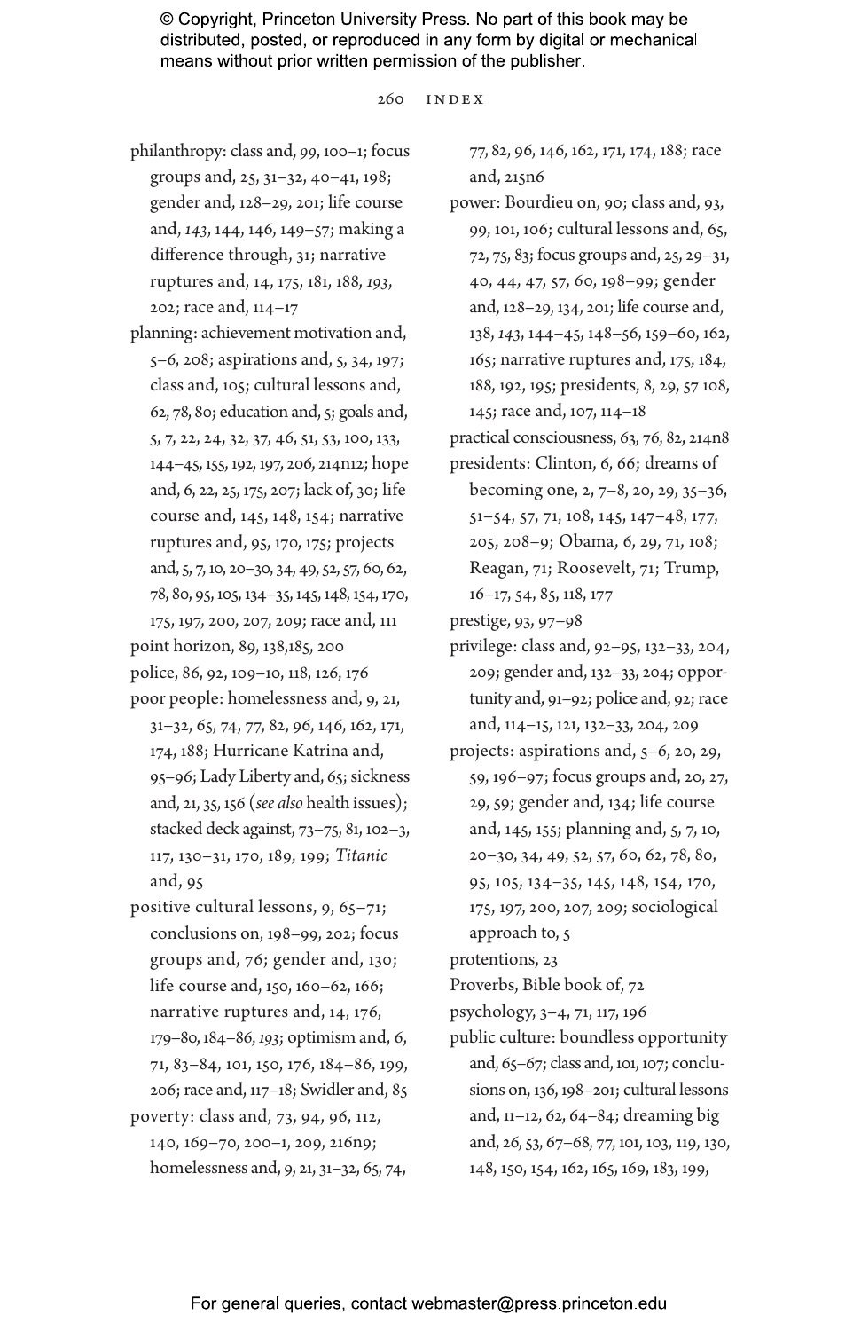philanthropy: class and, *99*, 100–1; focus groups and, 25, 31–32, 40–41, 198; gender and, 128–29, 201; life course and, *143*, 144, 146, 149–57; making a difference through, 31; narrative ruptures and, 14, 175, 181, 188, *193*, 202; race and, 114–17

planning: achievement motivation and, 5–6, 208; aspirations and, 5, 34, 197; class and, 105; cultural lessons and, 62, 78, 80; education and, 5; goals and, 5, 7, 22, 24, 32, 37, 46, 51, 53, 100, 133, 144–45, 155, 192, 197, 206, 214n12; hope and, 6, 22, 25, 175, 207; lack of, 30; life course and, 145, 148, 154; narrative ruptures and, 95, 170, 175; projects and, 5, 7, 10, 20–30, 34, 49, 52, 57, 60, 62, 78, 80, 95, 105, 134–35, 145, 148, 154, 170, 175, 197, 200, 207, 209; race and, 111

point horizon, 89, 138,185, 200

police, 86, 92, 109–10, 118, 126, 176

poor people: homelessness and, 9, 21, 31–32, 65, 74, 77, 82, 96, 146, 162, 171, 174, 188; Hurricane Katrina and, 95–96; Lady Liberty and, 65; sickness and, 21, 35, 156 (*see also* health issues); stacked deck against, 73–75, 81, 102–3, 117, 130–31, 170, 189, 199; *Titanic* and, 95

positive cultural lessons, 9, 65–71; conclusions on, 198–99, 202; focus groups and, 76; gender and, 130; life course and, 150, 160–62, 166; narrative ruptures and, 14, 176, 179–80, 184–86, *193*; optimism and, 6, 71, 83–84, 101, 150, 176, 184–86, 199, 206; race and, 117–18; Swidler and, 85

poverty: class and, 73, 94, 96, 112, 140, 169–70, 200–1, 209, 216n9; homelessness and, 9, 21, 31–32, 65, 74, 77, 82, 96, 146, 162, 171, 174, 188; race and, 215n6

power: Bourdieu on, 90; class and, 93, 99, 101, 106; cultural lessons and, 65, 72, 75, 83; focus groups and, 25, 29–31, 40, 44, 47, 57, 60, 198–99; gender and, 128–29, 134, 201; life course and, 138, *143*, 144–45, 148–56, 159–60, 162, 165; narrative ruptures and, 175, 184, 188, 192, 195; presidents, 8, 29, 57 108, 145; race and, 107, 114–18

practical consciousness, 63, 76, 82, 214n8

presidents: Clinton, 6, 66; dreams of becoming one, 2, 7–8, 20, 29, 35–36, 51–54, 57, 71, 108, 145, 147–48, 177, 205, 208–9; Obama, 6, 29, 71, 108; Reagan, 71; Roosevelt, 71; Trump, 16–17, 54, 85, 118, 177

prestige, 93, 97–98

privilege: class and, 92–95, 132–33, 204, 209; gender and, 132–33, 204; opportunity and, 91–92; police and, 92; race and, 114–15, 121, 132–33, 204, 209

projects: aspirations and, 5–6, 20, 29, 59, 196–97; focus groups and, 20, 27, 29, 59; gender and, 134; life course and, 145, 155; planning and, 5, 7, 10, 20–30, 34, 49, 52, 57, 60, 62, 78, 80, 95, 105, 134–35, 145, 148, 154, 170, 175, 197, 200, 207, 209; sociological approach to, 5

protentions, 23

Proverbs, Bible book of, 72

psychology, 3–4, 71, 117, 196

public culture: boundless opportunity and, 65–67; class and, 101, 107; conclusions on, 136, 198–201; cultural lessons and, 11–12, 62, 64–84; dreaming big and, 26, 53, 67–68, 77, 101, 103, 119, 130, 148, 150, 154, 162, 165, 169, 183, 199,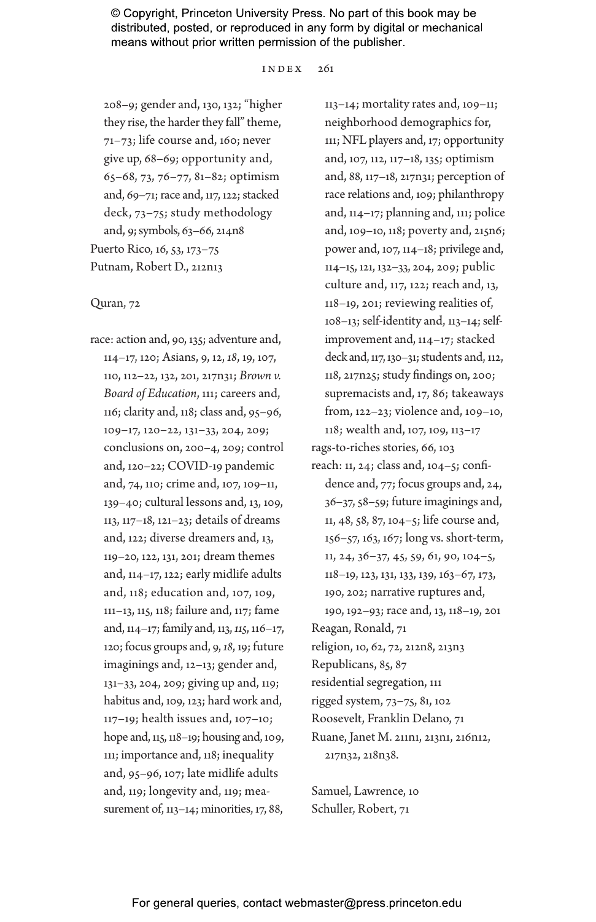208–9; gender and, 130, 132; "higher they rise, the harder they fall" theme, 71–73; life course and, 160; never give up, 68–69; opportunity and, 65–68, 73, 76–77, 81–82; optimism and, 69–71; race and, 117, 122; stacked deck, 73–75; study methodology and, 9; symbols, 63–66, 214n8

Puerto Rico, 16, 53, 173–75

Putnam, Robert D., 212n13

Quran, 72

race: action and, 90, 135; adventure and, 114–17, 120; Asians, 9, 12, *18*, 19, 107, 110, 112–22, 132, 201, 217n31; *Brown v. Board of Education*, 111; careers and, 116; clarity and, 118; class and, 95–96, 109–17, 120–22, 131–33, 204, 209; conclusions on, 200–4, 209; control and, 120–22; COVID-19 pandemic and, 74, 110; crime and, 107, 109–11, 139–40; cultural lessons and, 13, 109, 113, 117–18, 121–23; details of dreams and, 122; diverse dreamers and, 13, 119–20, 122, 131, 201; dream themes and, 114–17, 122; early midlife adults and, 118; education and, 107, 109, 111–13, 115, 118; failure and, 117; fame and, 114–17; family and, 113, *115*, 116–17, 120; focus groups and, 9, *18*, 19; future imaginings and, 12–13; gender and, 131–33, 204, 209; giving up and, 119; habitus and, 109, 123; hard work and, 117–19; health issues and, 107–10; hope and, 115, 118–19; housing and, 109, 111; importance and, 118; inequality and, 95–96, 107; late midlife adults and, 119; longevity and, 119; measurement of, 113–14; minorities, 17, 88, 113–14; mortality rates and, 109–11; neighborhood demographics for, 111; NFL players and, 17; opportunity and, 107, 112, 117–18, 135; optimism and, 88, 117–18, 217n31; perception of race relations and, 109; philanthropy and, 114–17; planning and, 111; police and, 109–10, 118; poverty and, 215n6; power and, 107, 114–18; privilege and, 114–15, 121, 132–33, 204, 209; public culture and, 117, 122; reach and, 13, 118–19, 201; reviewing realities of, 108–13; self-identity and, 113–14; self-improvement and, 114–17; stacked deck and, 117, 130–31; students and, 112, 118, 217n25; study findings on, 200; supremacists and, 17, 86; takeaways from, 122–23; violence and, 109–10, 118; wealth and, 107, 109, 113–17

rags-to-riches stories, 66, 103

reach: 11, 24; class and, 104–5; confidence and, 77; focus groups and, 24, 36–37, 58–59; future imaginings and, 11, 48, 58, 87, 104–5; life course and, 156–57, 163, 167; long vs. short-term, 11, 24, 36–37, 45, 59, 61, 90, 104–5, 118–19, 123, 131, 133, 139, 163–67, 173, 190, 202; narrative ruptures and, 190, 192–93; race and, 13, 118–19, 201

Reagan, Ronald, 71

religion, 10, 62, 72, 212n8, 213n3

Republicans, 85, 87

residential segregation, 111

rigged system, 73–75, 81, 102

Roosevelt, Franklin Delano, 71

Ruane, Janet M. 211n1, 213n1, 216n12, 217n32, 218n38.

Samuel, Lawrence, 10

Schuller, Robert, 71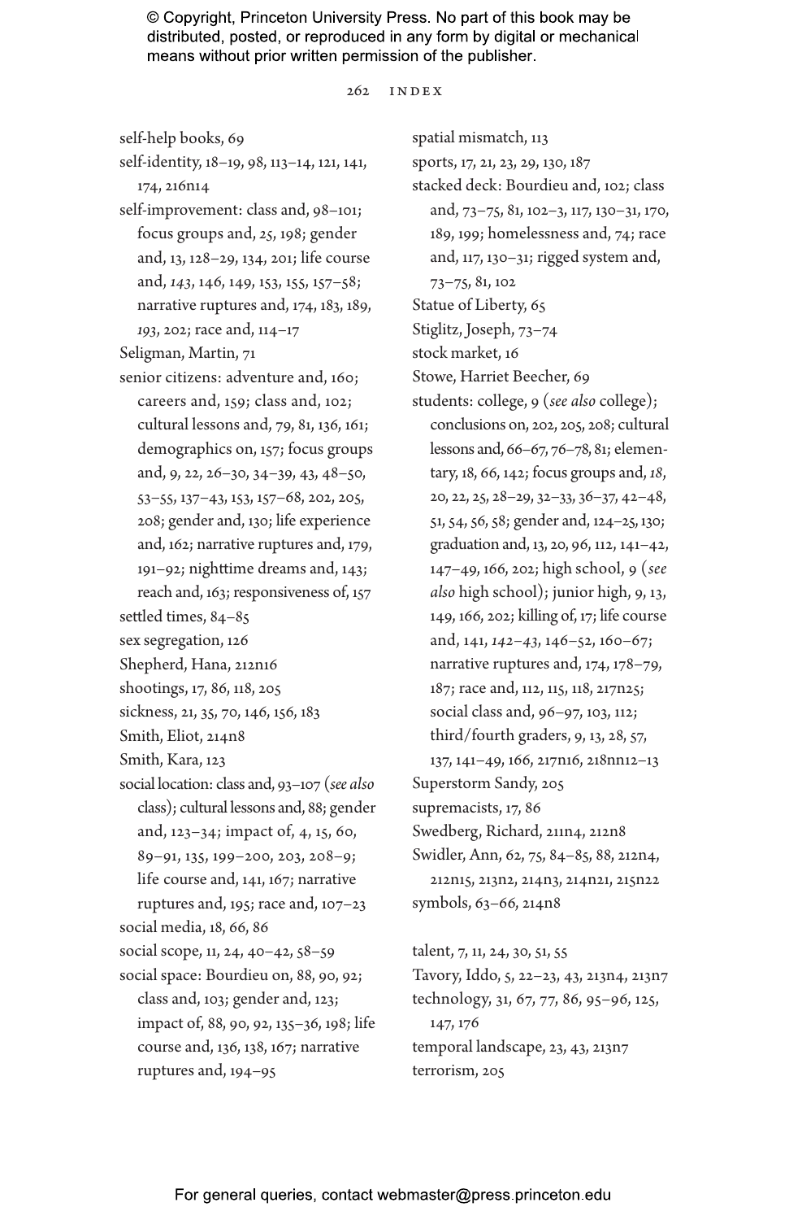self-help books, 69
self-identity, 18–19, 98, 113–14, 121, 141, 174, 216n14
self-improvement: class and, 98–101; focus groups and, 25, 198; gender and, 13, 128–29, 134, 201; life course and, *143*, 146, 149, 153, 155, 157–58; narrative ruptures and, 174, 183, 189, *193*, 202; race and, 114–17
Seligman, Martin, 71
senior citizens: adventure and, 160; careers and, 159; class and, 102; cultural lessons and, 79, 81, 136, 161; demographics on, 157; focus groups and, 9, 22, 26–30, 34–39, 43, 48–50, 53–55, 137–43, 153, 157–68, 202, 205, 208; gender and, 130; life experience and, 162; narrative ruptures and, 179, 191–92; nighttime dreams and, 143; reach and, 163; responsiveness of, 157
settled times, 84–85
sex segregation, 126
Shepherd, Hana, 212n16
shootings, 17, 86, 118, 205
sickness, 21, 35, 70, 146, 156, 183
Smith, Eliot, 214n8
Smith, Kara, 123
social location: class and, 93–107 (*see also* class); cultural lessons and, 88; gender and, 123–34; impact of, 4, 15, 60, 89–91, 135, 199–200, 203, 208–9; life course and, 141, 167; narrative ruptures and, 195; race and, 107–23
social media, 18, 66, 86
social scope, 11, 24, 40–42, 58–59
social space: Bourdieu on, 88, 90, 92; class and, 103; gender and, 123; impact of, 88, 90, 92, 135–36, 198; life course and, 136, 138, 167; narrative ruptures and, 194–95
spatial mismatch, 113
sports, 17, 21, 23, 29, 130, 187
stacked deck: Bourdieu and, 102; class and, 73–75, 81, 102–3, 117, 130–31, 170, 189, 199; homelessness and, 74; race and, 117, 130–31; rigged system and, 73–75, 81, 102
Statue of Liberty, 65
Stiglitz, Joseph, 73–74
stock market, 16
Stowe, Harriet Beecher, 69
students: college, 9 (*see also* college); conclusions on, 202, 205, 208; cultural lessons and, 66–67, 76–78, 81; elementary, 18, 66, 142; focus groups and, *18*, 20, 22, 25, 28–29, 32–33, 36–37, 42–48, 51, 54, 56, 58; gender and, 124–25, 130; graduation and, 13, 20, 96, 112, 141–42, 147–49, 166, 202; high school, 9 (*see also* high school); junior high, 9, 13, 149, 166, 202; killing of, 17; life course and, 141, *142–43*, 146–52, 160–67; narrative ruptures and, 174, 178–79, 187; race and, 112, 115, 118, 217n25; social class and, 96–97, 103, 112; third/fourth graders, 9, 13, 28, 57, 137, 141–49, 166, 217n16, 218nn12–13
Superstorm Sandy, 205
supremacists, 17, 86
Swedberg, Richard, 211n4, 212n8
Swidler, Ann, 62, 75, 84–85, 88, 212n4, 212n15, 213n2, 214n3, 214n21, 215n22
symbols, 63–66, 214n8

talent, 7, 11, 24, 30, 51, 55
Tavory, Iddo, 5, 22–23, 43, 213n4, 213n7
technology, 31, 67, 77, 86, 95–96, 125, 147, 176
temporal landscape, 23, 43, 213n7
terrorism, 205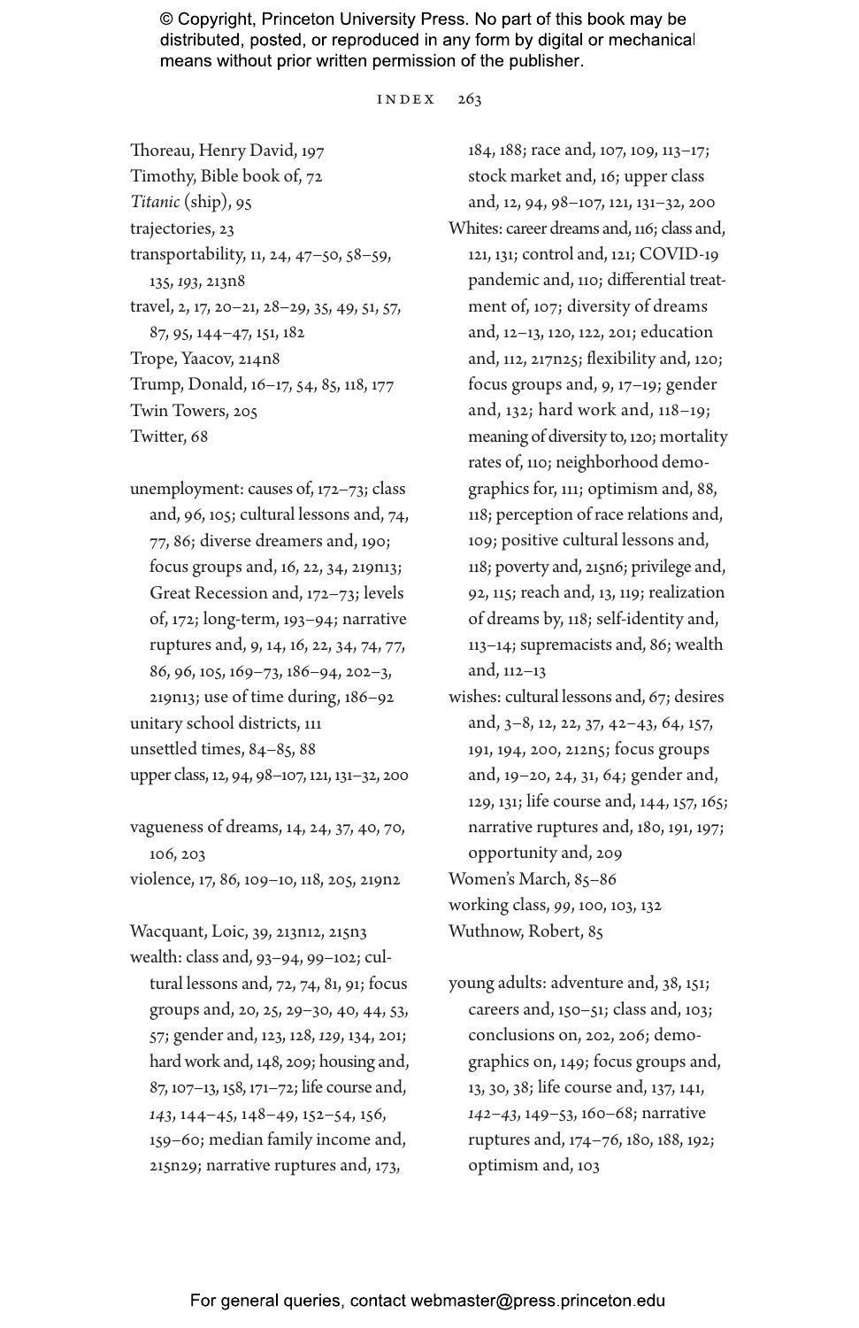Thoreau, Henry David, 197
Timothy, Bible book of, 72
*Titanic* (ship), 95
trajectories, 23
transportability, 11, 24, 47–50, 58–59, 135, *193*, 213n8
travel, 2, 17, 20–21, 28–29, 35, 49, 51, 57, 87, 95, 144–47, 151, 182
Trope, Yaacov, 214n8
Trump, Donald, 16–17, 54, 85, 118, 177
Twin Towers, 205
Twitter, 68

unemployment: causes of, 172–73; class and, 96, 105; cultural lessons and, 74, 77, 86; diverse dreamers and, 190; focus groups and, 16, 22, 34, 219n13; Great Recession and, 172–73; levels of, 172; long-term, 193–94; narrative ruptures and, 9, 14, 16, 22, 34, 74, 77, 86, 96, 105, 169–73, 186–94, 202–3, 219n13; use of time during, 186–92
unitary school districts, 111
unsettled times, 84–85, 88
upper class, 12, 94, 98–107, 121, 131–32, 200

vagueness of dreams, 14, 24, 37, 40, 70, 106, 203
violence, 17, 86, 109–10, 118, 205, 219n2

Wacquant, Loic, 39, 213n12, 215n3
wealth: class and, 93–94, 99–102; cultural lessons and, 72, 74, 81, 91; focus groups and, 20, 25, 29–30, 40, 44, 53, 57; gender and, 123, 128, *129*, 134, 201; hard work and, 148, 209; housing and, 87, 107–13, 158, 171–72; life course and, *143*, 144–45, 148–49, 152–54, 156, 159–60; median family income and, 215n29; narrative ruptures and, 173, 184, 188; race and, 107, 109, 113–17; stock market and, 16; upper class and, 12, 94, 98–107, 121, 131–32, 200
Whites: career dreams and, 116; class and, 121, 131; control and, 121; COVID-19 pandemic and, 110; differential treatment of, 107; diversity of dreams and, 12–13, 120, 122, 201; education and, 112, 217n25; flexibility and, 120; focus groups and, 9, 17–19; gender and, 132; hard work and, 118–19; meaning of diversity to, 120; mortality rates of, 110; neighborhood demographics for, 111; optimism and, 88, 118; perception of race relations and, 109; positive cultural lessons and, 118; poverty and, 215n6; privilege and, 92, 115; reach and, 13, 119; realization of dreams by, 118; self-identity and, 113–14; supremacists and, 86; wealth and, 112–13
wishes: cultural lessons and, 67; desires and, 3–8, 12, 22, 37, 42–43, 64, 157, 191, 194, 200, 212n5; focus groups and, 19–20, 24, 31, 64; gender and, 129, 131; life course and, 144, 157, 165; narrative ruptures and, 180, 191, 197; opportunity and, 209
Women's March, 85–86
working class, *99*, 100, 103, 132
Wuthnow, Robert, 85

young adults: adventure and, 38, 151; careers and, 150–51; class and, 103; conclusions on, 202, 206; demographics on, 149; focus groups and, 13, 30, 38; life course and, 137, 141, *142–43*, 149–53, 160–68; narrative ruptures and, 174–76, 180, 188, 192; optimism and, 103